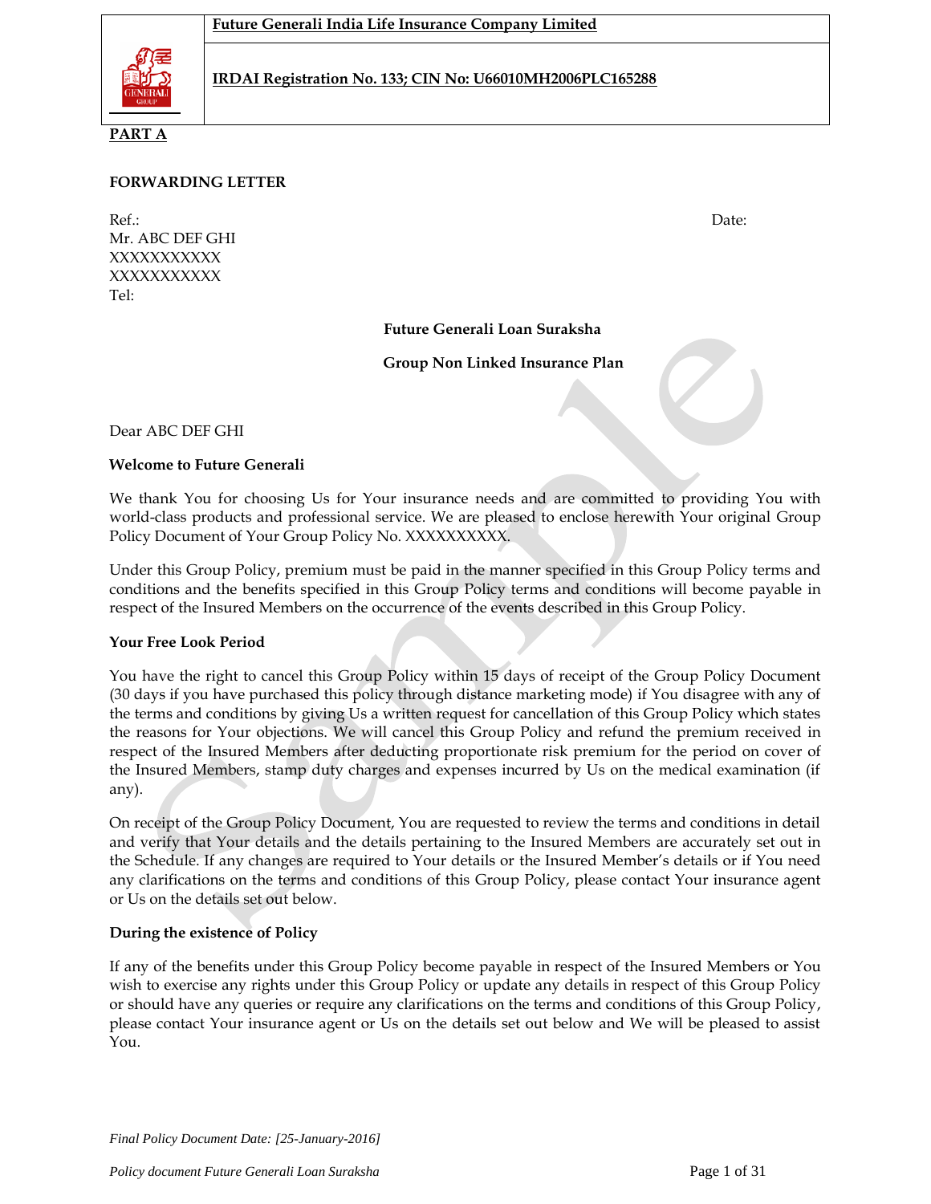**Future Generali India Life Insurance Company Limited**

**IRDAI Registration No. 133; CIN No: U66010MH2006PLC165288**

**PART A**

**FORWARDING LETTER**

Ref.: Date:

Mr. ABC DEF GHI
XXXXXXXXXXX
XXXXXXXXXXX
Tel:

**Future Generali Loan Suraksha**

**Group Non Linked Insurance Plan**

Dear ABC DEF GHI

**Welcome to Future Generali**

We thank You for choosing Us for Your insurance needs and are committed to providing You with world-class products and professional service. We are pleased to enclose herewith Your original Group Policy Document of Your Group Policy No. XXXXXXXXXX.

Under this Group Policy, premium must be paid in the manner specified in this Group Policy terms and conditions and the benefits specified in this Group Policy terms and conditions will become payable in respect of the Insured Members on the occurrence of the events described in this Group Policy.

**Your Free Look Period**

You have the right to cancel this Group Policy within 15 days of receipt of the Group Policy Document (30 days if you have purchased this policy through distance marketing mode) if You disagree with any of the terms and conditions by giving Us a written request for cancellation of this Group Policy which states the reasons for Your objections. We will cancel this Group Policy and refund the premium received in respect of the Insured Members after deducting proportionate risk premium for the period on cover of the Insured Members, stamp duty charges and expenses incurred by Us on the medical examination (if any).

On receipt of the Group Policy Document, You are requested to review the terms and conditions in detail and verify that Your details and the details pertaining to the Insured Members are accurately set out in the Schedule. If any changes are required to Your details or the Insured Member's details or if You need any clarifications on the terms and conditions of this Group Policy, please contact Your insurance agent or Us on the details set out below.

**During the existence of Policy**

If any of the benefits under this Group Policy become payable in respect of the Insured Members or You wish to exercise any rights under this Group Policy or update any details in respect of this Group Policy or should have any queries or require any clarifications on the terms and conditions of this Group Policy, please contact Your insurance agent or Us on the details set out below and We will be pleased to assist You.

*Final Policy Document Date: [25-January-2016]*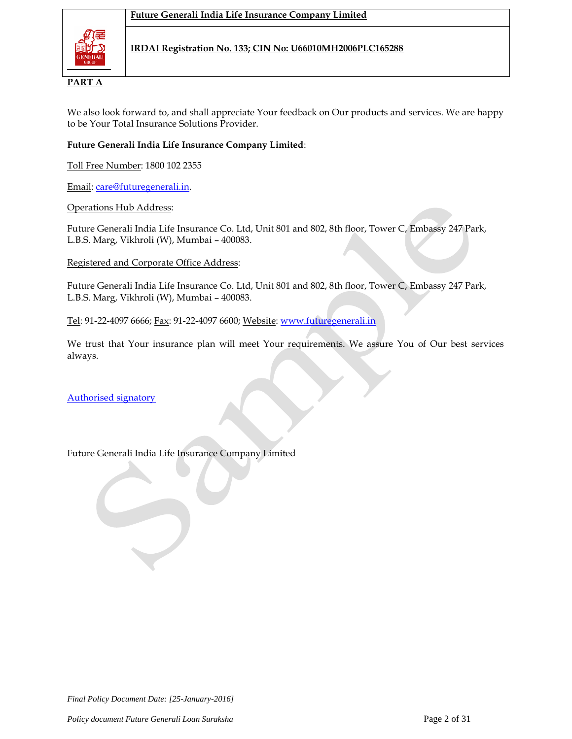**PART A**

We also look forward to, and shall appreciate Your feedback on Our products and services. We are happy to be Your Total Insurance Solutions Provider.

**Future Generali India Life Insurance Company Limited**:

Toll Free Number: 1800 102 2355

Email: care@futuregenerali.in.

Operations Hub Address:

Future Generali India Life Insurance Co. Ltd, Unit 801 and 802, 8th floor, Tower C, Embassy 247 Park, L.B.S. Marg, Vikhroli (W), Mumbai – 400083.

Registered and Corporate Office Address:

Future Generali India Life Insurance Co. Ltd, Unit 801 and 802, 8th floor, Tower C, Embassy 247 Park, L.B.S. Marg, Vikhroli (W), Mumbai – 400083.

Tel: 91-22-4097 6666; Fax: 91-22-4097 6600; Website: www.futuregenerali.in

We trust that Your insurance plan will meet Your requirements. We assure You of Our best services always.

Authorised signatory

Future Generali India Life Insurance Company Limited

*Final Policy Document Date: [25-January-2016]*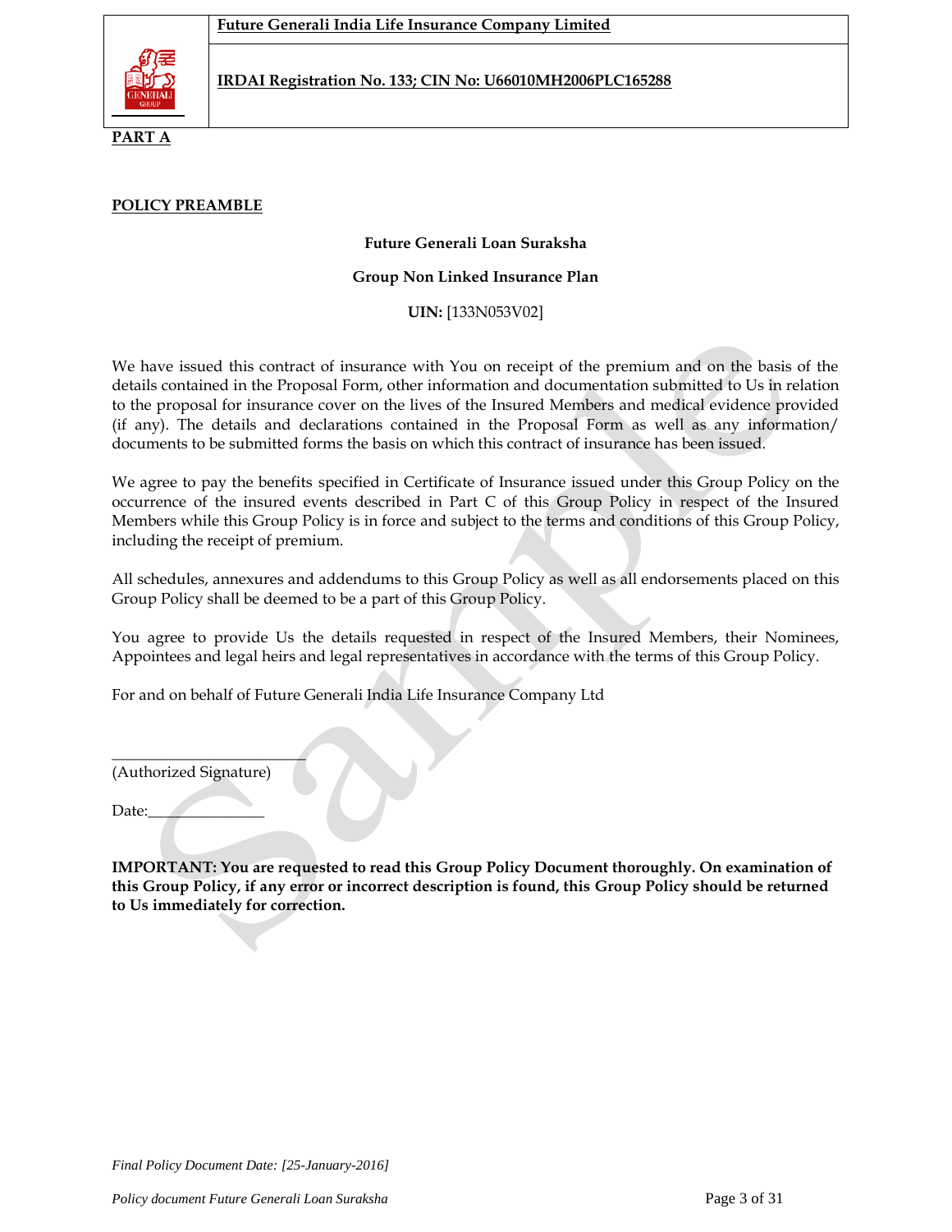**PART A**

**POLICY PREAMBLE**

**Future Generali Loan Suraksha**

**Group Non Linked Insurance Plan**

**UIN:** [133N053V02]

We have issued this contract of insurance with You on receipt of the premium and on the basis of the details contained in the Proposal Form, other information and documentation submitted to Us in relation to the proposal for insurance cover on the lives of the Insured Members and medical evidence provided (if any). The details and declarations contained in the Proposal Form as well as any information/ documents to be submitted forms the basis on which this contract of insurance has been issued.

We agree to pay the benefits specified in Certificate of Insurance issued under this Group Policy on the occurrence of the insured events described in Part C of this Group Policy in respect of the Insured Members while this Group Policy is in force and subject to the terms and conditions of this Group Policy, including the receipt of premium.

All schedules, annexures and addendums to this Group Policy as well as all endorsements placed on this Group Policy shall be deemed to be a part of this Group Policy.

You agree to provide Us the details requested in respect of the Insured Members, their Nominees, Appointees and legal heirs and legal representatives in accordance with the terms of this Group Policy.

For and on behalf of Future Generali India Life Insurance Company Ltd

_________________________

(Authorized Signature)

Date:_______________

**IMPORTANT: You are requested to read this Group Policy Document thoroughly. On examination of this Group Policy, if any error or incorrect description is found, this Group Policy should be returned to Us immediately for correction.**

*Final Policy Document Date: [25-January-2016]*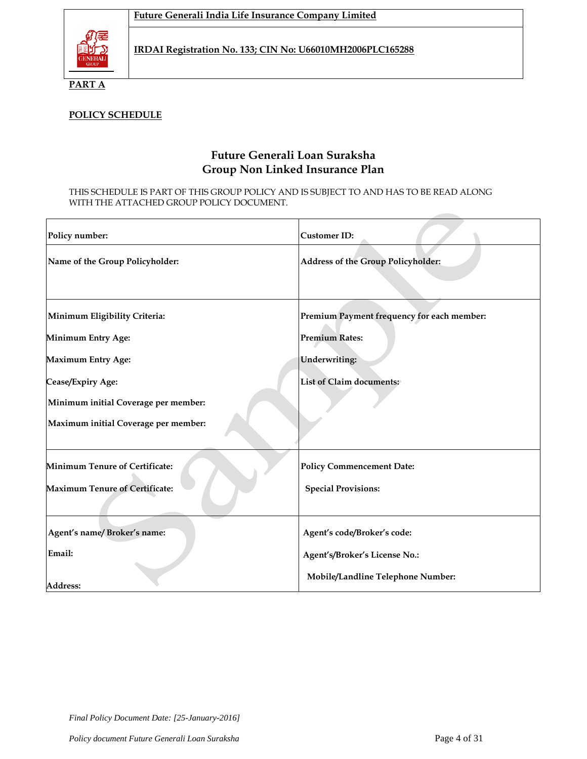**PART A**

**POLICY SCHEDULE**

## Future Generali Loan Suraksha
## Group Non Linked Insurance Plan

THIS SCHEDULE IS PART OF THIS GROUP POLICY AND IS SUBJECT TO AND HAS TO BE READ ALONG WITH THE ATTACHED GROUP POLICY DOCUMENT.

| | |
|---|---|
| **Policy number:** | **Customer ID:** |
| **Name of the Group Policyholder:** | **Address of the Group Policyholder:** |
| **Minimum Eligibility Criteria:**<br>**Minimum Entry Age:**<br>**Maximum Entry Age:**<br>**Cease/Expiry Age:**<br>**Minimum initial Coverage per member:**<br>**Maximum initial Coverage per member:** | **Premium Payment frequency for each member:**<br>**Premium Rates:**<br>**Underwriting:**<br>**List of Claim documents:** |
| **Minimum Tenure of Certificate:**<br>**Maximum Tenure of Certificate:** | **Policy Commencement Date:**<br>**Special Provisions:** |
| **Agent's name/ Broker's name:**<br>**Email:**<br>**Address:** | **Agent's code/Broker's code:**<br>**Agent's/Broker's License No.:**<br>**Mobile/Landline Telephone Number:** |

*Final Policy Document Date: [25-January-2016]*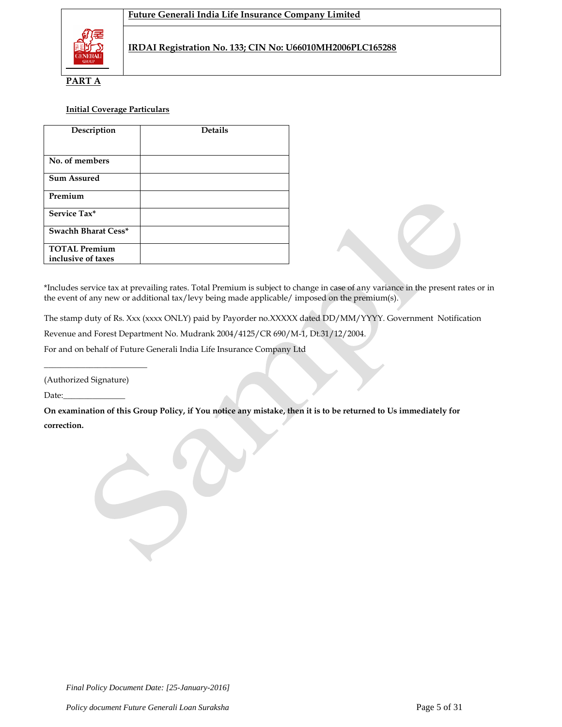## PART A

### Initial Coverage Particulars

| Description | Details |
|---|---|
| No. of members | |
| Sum Assured | |
| Premium | |
| Service Tax* | |
| Swachh Bharat Cess* | |
| TOTAL Premium inclusive of taxes | |

*Includes service tax at prevailing rates. Total Premium is subject to change in case of any variance in the present rates or in the event of any new or additional tax/levy being made applicable/ imposed on the premium(s).

The stamp duty of Rs. Xxx (xxxx ONLY) paid by Payorder no.XXXXX dated DD/MM/YYYY. Government Notification Revenue and Forest Department No. Mudrank 2004/4125/CR 690/M-1, Dt.31/12/2004.

For and on behalf of Future Generali India Life Insurance Company Ltd

_________________________

(Authorized Signature)

Date:_______________

**On examination of this Group Policy, if You notice any mistake, then it is to be returned to Us immediately for correction.**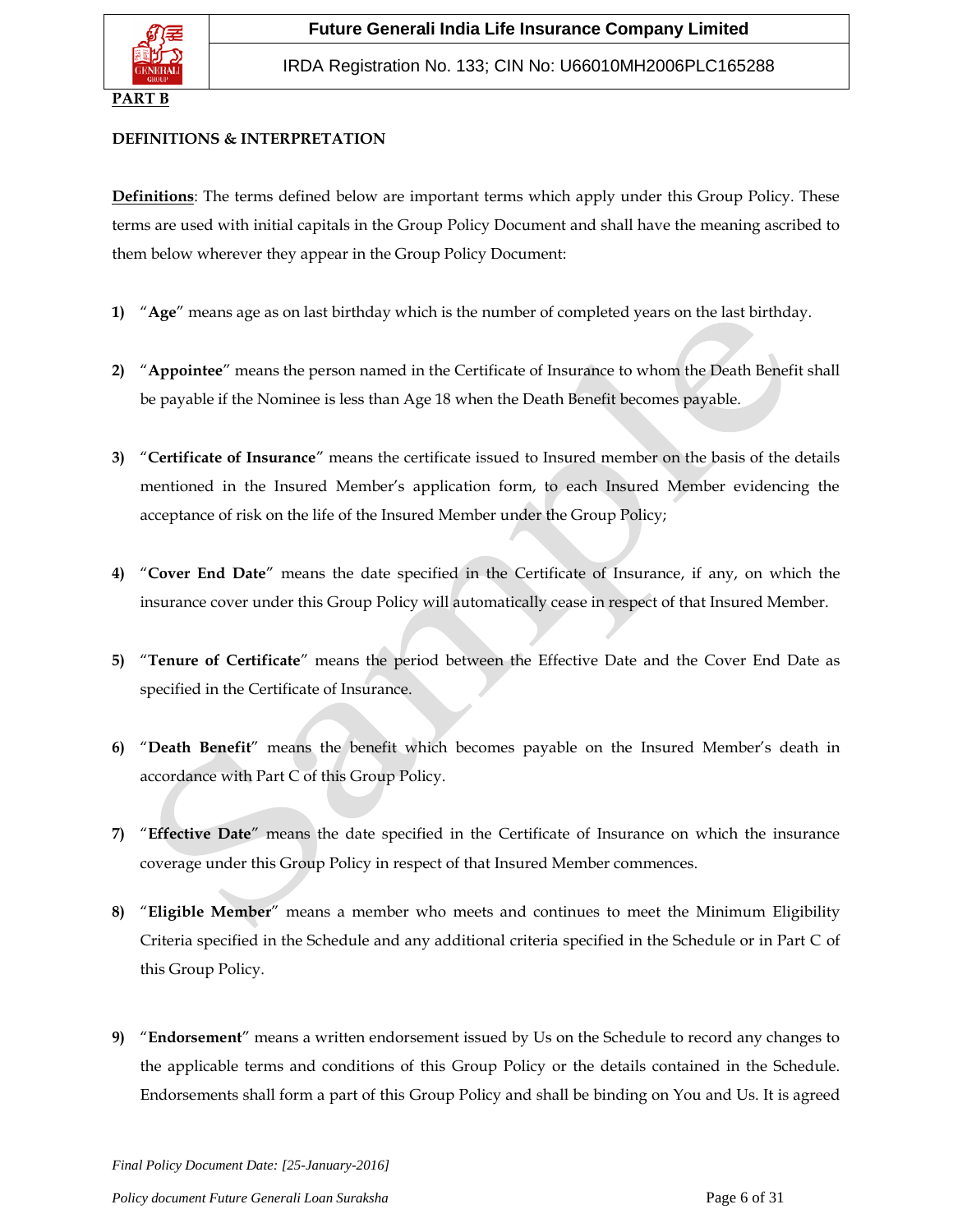**PART B**

**DEFINITIONS & INTERPRETATION**

**Definitions**: The terms defined below are important terms which apply under this Group Policy. These terms are used with initial capitals in the Group Policy Document and shall have the meaning ascribed to them below wherever they appear in the Group Policy Document:

1) "**Age**" means age as on last birthday which is the number of completed years on the last birthday.

2) "**Appointee**" means the person named in the Certificate of Insurance to whom the Death Benefit shall be payable if the Nominee is less than Age 18 when the Death Benefit becomes payable.

3) "**Certificate of Insurance**" means the certificate issued to Insured member on the basis of the details mentioned in the Insured Member's application form, to each Insured Member evidencing the acceptance of risk on the life of the Insured Member under the Group Policy;

4) "**Cover End Date**" means the date specified in the Certificate of Insurance, if any, on which the insurance cover under this Group Policy will automatically cease in respect of that Insured Member.

5) "**Tenure of Certificate**" means the period between the Effective Date and the Cover End Date as specified in the Certificate of Insurance.

6) "**Death Benefit**" means the benefit which becomes payable on the Insured Member's death in accordance with Part C of this Group Policy.

7) "**Effective Date**" means the date specified in the Certificate of Insurance on which the insurance coverage under this Group Policy in respect of that Insured Member commences.

8) "**Eligible Member**" means a member who meets and continues to meet the Minimum Eligibility Criteria specified in the Schedule and any additional criteria specified in the Schedule or in Part C of this Group Policy.

9) "**Endorsement**" means a written endorsement issued by Us on the Schedule to record any changes to the applicable terms and conditions of this Group Policy or the details contained in the Schedule. Endorsements shall form a part of this Group Policy and shall be binding on You and Us. It is agreed

*Final Policy Document Date: [25-January-2016]*

*Policy document Future Generali Loan Suraksha*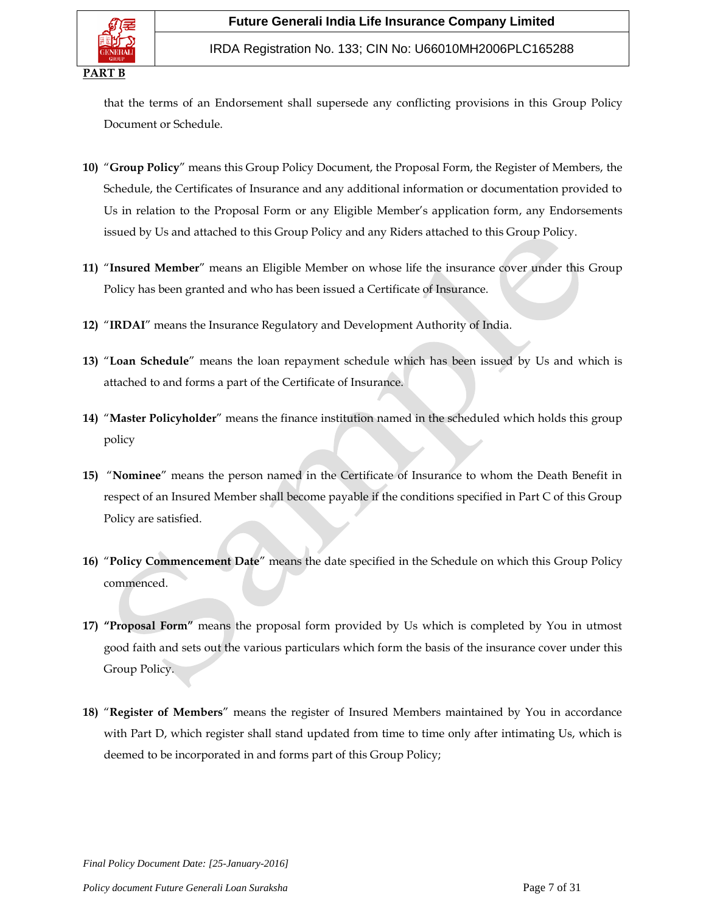**PART B**

that the terms of an Endorsement shall supersede any conflicting provisions in this Group Policy Document or Schedule.

10) "**Group Policy**" means this Group Policy Document, the Proposal Form, the Register of Members, the Schedule, the Certificates of Insurance and any additional information or documentation provided to Us in relation to the Proposal Form or any Eligible Member's application form, any Endorsements issued by Us and attached to this Group Policy and any Riders attached to this Group Policy.

11) "**Insured Member**" means an Eligible Member on whose life the insurance cover under this Group Policy has been granted and who has been issued a Certificate of Insurance.

12) "**IRDAI**" means the Insurance Regulatory and Development Authority of India.

13) "**Loan Schedule**" means the loan repayment schedule which has been issued by Us and which is attached to and forms a part of the Certificate of Insurance.

14) "**Master Policyholder**" means the finance institution named in the scheduled which holds this group policy

15) "**Nominee**" means the person named in the Certificate of Insurance to whom the Death Benefit in respect of an Insured Member shall become payable if the conditions specified in Part C of this Group Policy are satisfied.

16) "**Policy Commencement Date**" means the date specified in the Schedule on which this Group Policy commenced.

17) **"Proposal Form"** means the proposal form provided by Us which is completed by You in utmost good faith and sets out the various particulars which form the basis of the insurance cover under this Group Policy.

18) "**Register of Members**" means the register of Insured Members maintained by You in accordance with Part D, which register shall stand updated from time to time only after intimating Us, which is deemed to be incorporated in and forms part of this Group Policy;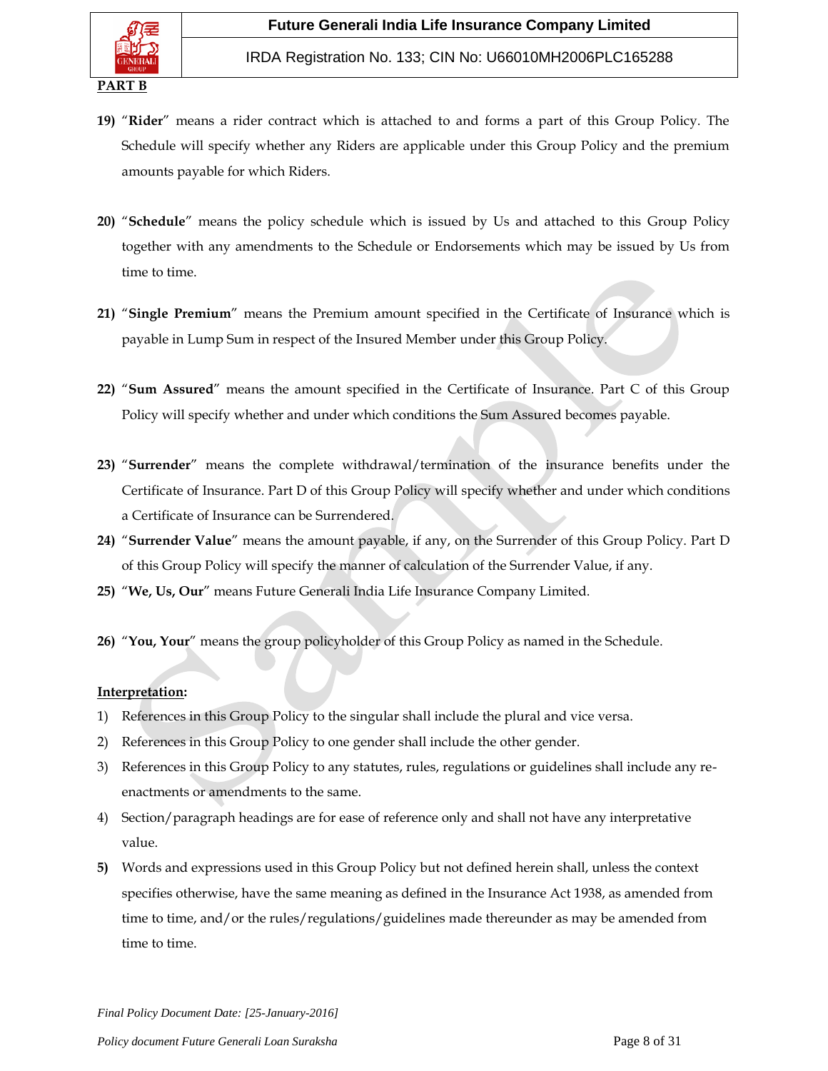**PART B**

19) "**Rider**" means a rider contract which is attached to and forms a part of this Group Policy. The Schedule will specify whether any Riders are applicable under this Group Policy and the premium amounts payable for which Riders.

20) "**Schedule**" means the policy schedule which is issued by Us and attached to this Group Policy together with any amendments to the Schedule or Endorsements which may be issued by Us from time to time.

21) "**Single Premium**" means the Premium amount specified in the Certificate of Insurance which is payable in Lump Sum in respect of the Insured Member under this Group Policy.

22) "**Sum Assured**" means the amount specified in the Certificate of Insurance. Part C of this Group Policy will specify whether and under which conditions the Sum Assured becomes payable.

23) "**Surrender**" means the complete withdrawal/termination of the insurance benefits under the Certificate of Insurance. Part D of this Group Policy will specify whether and under which conditions a Certificate of Insurance can be Surrendered.

24) "**Surrender Value**" means the amount payable, if any, on the Surrender of this Group Policy. Part D of this Group Policy will specify the manner of calculation of the Surrender Value, if any.

25) "**We, Us, Our**" means Future Generali India Life Insurance Company Limited.

26) "**You, Your**" means the group policyholder of this Group Policy as named in the Schedule.

**Interpretation:**

1) References in this Group Policy to the singular shall include the plural and vice versa.
2) References in this Group Policy to one gender shall include the other gender.
3) References in this Group Policy to any statutes, rules, regulations or guidelines shall include any re-enactments or amendments to the same.
4) Section/paragraph headings are for ease of reference only and shall not have any interpretative value.
5) Words and expressions used in this Group Policy but not defined herein shall, unless the context specifies otherwise, have the same meaning as defined in the Insurance Act 1938, as amended from time to time, and/or the rules/regulations/guidelines made thereunder as may be amended from time to time.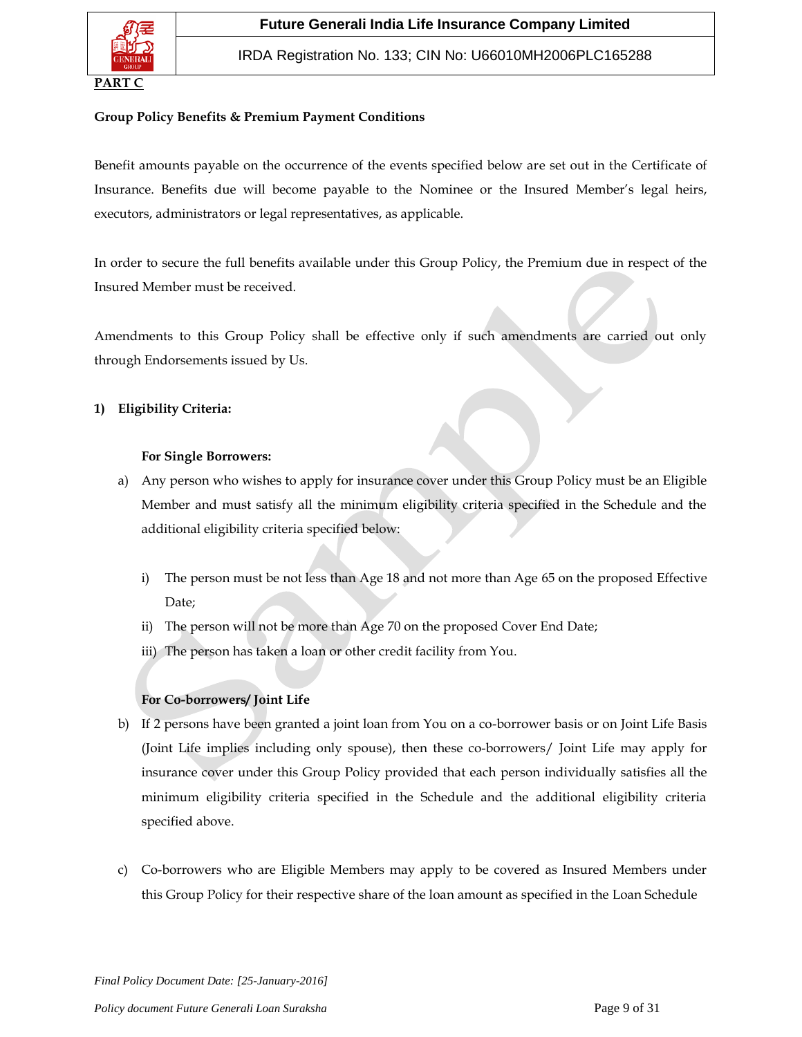**PART C**

**Group Policy Benefits & Premium Payment Conditions**

Benefit amounts payable on the occurrence of the events specified below are set out in the Certificate of Insurance. Benefits due will become payable to the Nominee or the Insured Member's legal heirs, executors, administrators or legal representatives, as applicable.

In order to secure the full benefits available under this Group Policy, the Premium due in respect of the Insured Member must be received.

Amendments to this Group Policy shall be effective only if such amendments are carried out only through Endorsements issued by Us.

**1) Eligibility Criteria:**

**For Single Borrowers:**

a) Any person who wishes to apply for insurance cover under this Group Policy must be an Eligible Member and must satisfy all the minimum eligibility criteria specified in the Schedule and the additional eligibility criteria specified below:

   i) The person must be not less than Age 18 and not more than Age 65 on the proposed Effective Date;
   
   ii) The person will not be more than Age 70 on the proposed Cover End Date;
   
   iii) The person has taken a loan or other credit facility from You.

**For Co-borrowers/ Joint Life**

b) If 2 persons have been granted a joint loan from You on a co-borrower basis or on Joint Life Basis (Joint Life implies including only spouse), then these co-borrowers/ Joint Life may apply for insurance cover under this Group Policy provided that each person individually satisfies all the minimum eligibility criteria specified in the Schedule and the additional eligibility criteria specified above.

c) Co-borrowers who are Eligible Members may apply to be covered as Insured Members under this Group Policy for their respective share of the loan amount as specified in the Loan Schedule

*Final Policy Document Date: [25-January-2016]*

*Policy document Future Generali Loan Suraksha*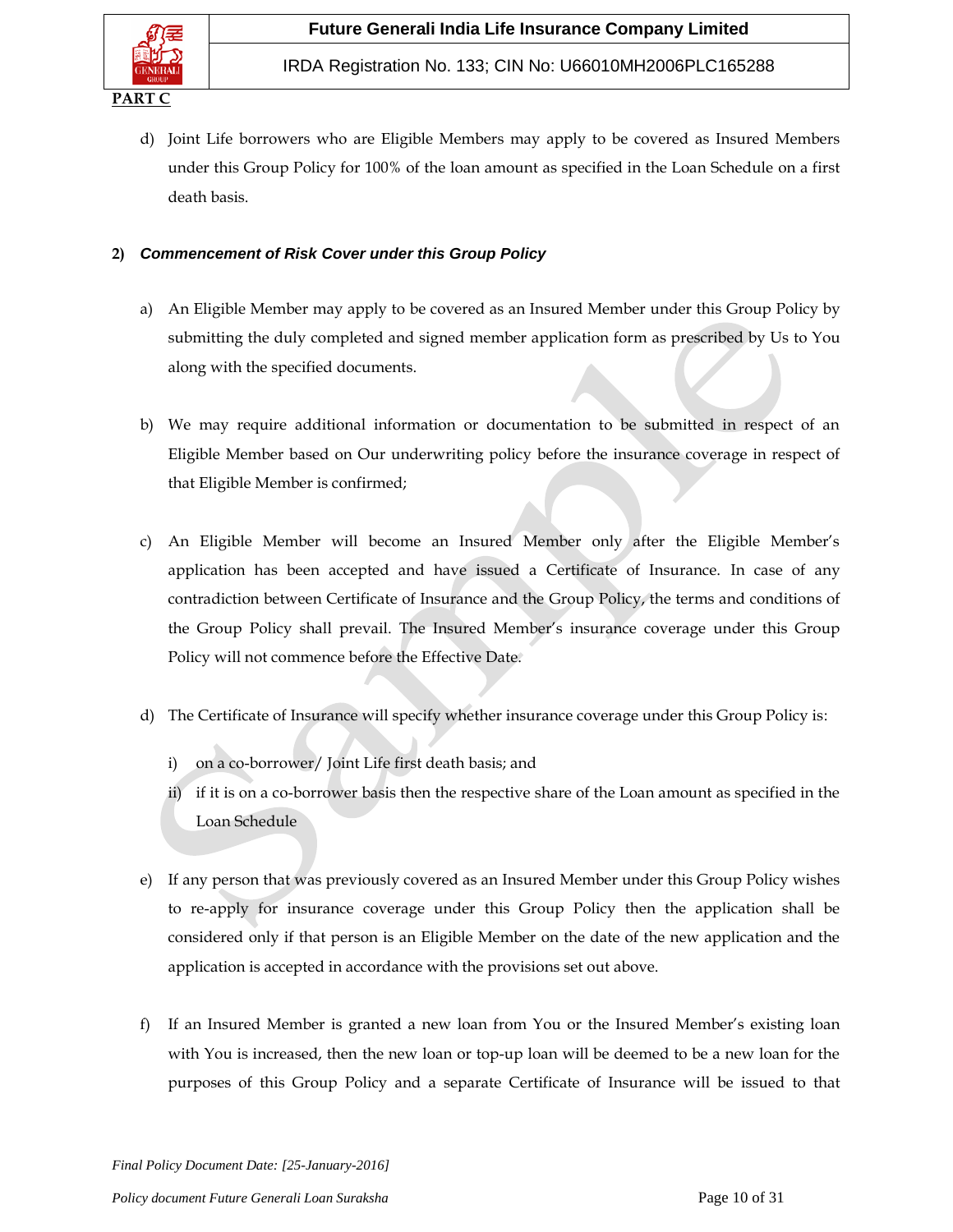**PART C**

d) Joint Life borrowers who are Eligible Members may apply to be covered as Insured Members under this Group Policy for 100% of the loan amount as specified in the Loan Schedule on a first death basis.

**2) *Commencement of Risk Cover under this Group Policy***

a) An Eligible Member may apply to be covered as an Insured Member under this Group Policy by submitting the duly completed and signed member application form as prescribed by Us to You along with the specified documents.

b) We may require additional information or documentation to be submitted in respect of an Eligible Member based on Our underwriting policy before the insurance coverage in respect of that Eligible Member is confirmed;

c) An Eligible Member will become an Insured Member only after the Eligible Member's application has been accepted and have issued a Certificate of Insurance. In case of any contradiction between Certificate of Insurance and the Group Policy, the terms and conditions of the Group Policy shall prevail. The Insured Member's insurance coverage under this Group Policy will not commence before the Effective Date.

d) The Certificate of Insurance will specify whether insurance coverage under this Group Policy is:

   i) on a co-borrower/ Joint Life first death basis; and
   
   ii) if it is on a co-borrower basis then the respective share of the Loan amount as specified in the Loan Schedule

e) If any person that was previously covered as an Insured Member under this Group Policy wishes to re-apply for insurance coverage under this Group Policy then the application shall be considered only if that person is an Eligible Member on the date of the new application and the application is accepted in accordance with the provisions set out above.

f) If an Insured Member is granted a new loan from You or the Insured Member's existing loan with You is increased, then the new loan or top-up loan will be deemed to be a new loan for the purposes of this Group Policy and a separate Certificate of Insurance will be issued to that

*Final Policy Document Date: [25-January-2016]*

*Policy document Future Generali Loan Suraksha*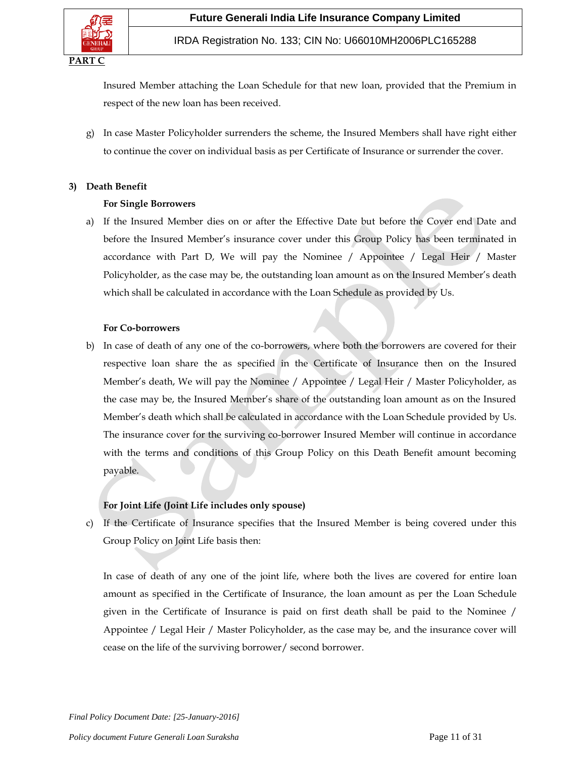**PART C**

Insured Member attaching the Loan Schedule for that new loan, provided that the Premium in respect of the new loan has been received.

g) In case Master Policyholder surrenders the scheme, the Insured Members shall have right either to continue the cover on individual basis as per Certificate of Insurance or surrender the cover.

**3) Death Benefit**

**For Single Borrowers**

a) If the Insured Member dies on or after the Effective Date but before the Cover end Date and before the Insured Member's insurance cover under this Group Policy has been terminated in accordance with Part D, We will pay the Nominee / Appointee / Legal Heir / Master Policyholder, as the case may be, the outstanding loan amount as on the Insured Member's death which shall be calculated in accordance with the Loan Schedule as provided by Us.

**For Co-borrowers**

b) In case of death of any one of the co-borrowers, where both the borrowers are covered for their respective loan share the as specified in the Certificate of Insurance then on the Insured Member's death, We will pay the Nominee / Appointee / Legal Heir / Master Policyholder, as the case may be, the Insured Member's share of the outstanding loan amount as on the Insured Member's death which shall be calculated in accordance with the Loan Schedule provided by Us. The insurance cover for the surviving co-borrower Insured Member will continue in accordance with the terms and conditions of this Group Policy on this Death Benefit amount becoming payable.

**For Joint Life (Joint Life includes only spouse)**

c) If the Certificate of Insurance specifies that the Insured Member is being covered under this Group Policy on Joint Life basis then:

In case of death of any one of the joint life, where both the lives are covered for entire loan amount as specified in the Certificate of Insurance, the loan amount as per the Loan Schedule given in the Certificate of Insurance is paid on first death shall be paid to the Nominee / Appointee / Legal Heir / Master Policyholder, as the case may be, and the insurance cover will cease on the life of the surviving borrower/ second borrower.

*Final Policy Document Date: [25-January-2016]*

*Policy document Future Generali Loan Suraksha*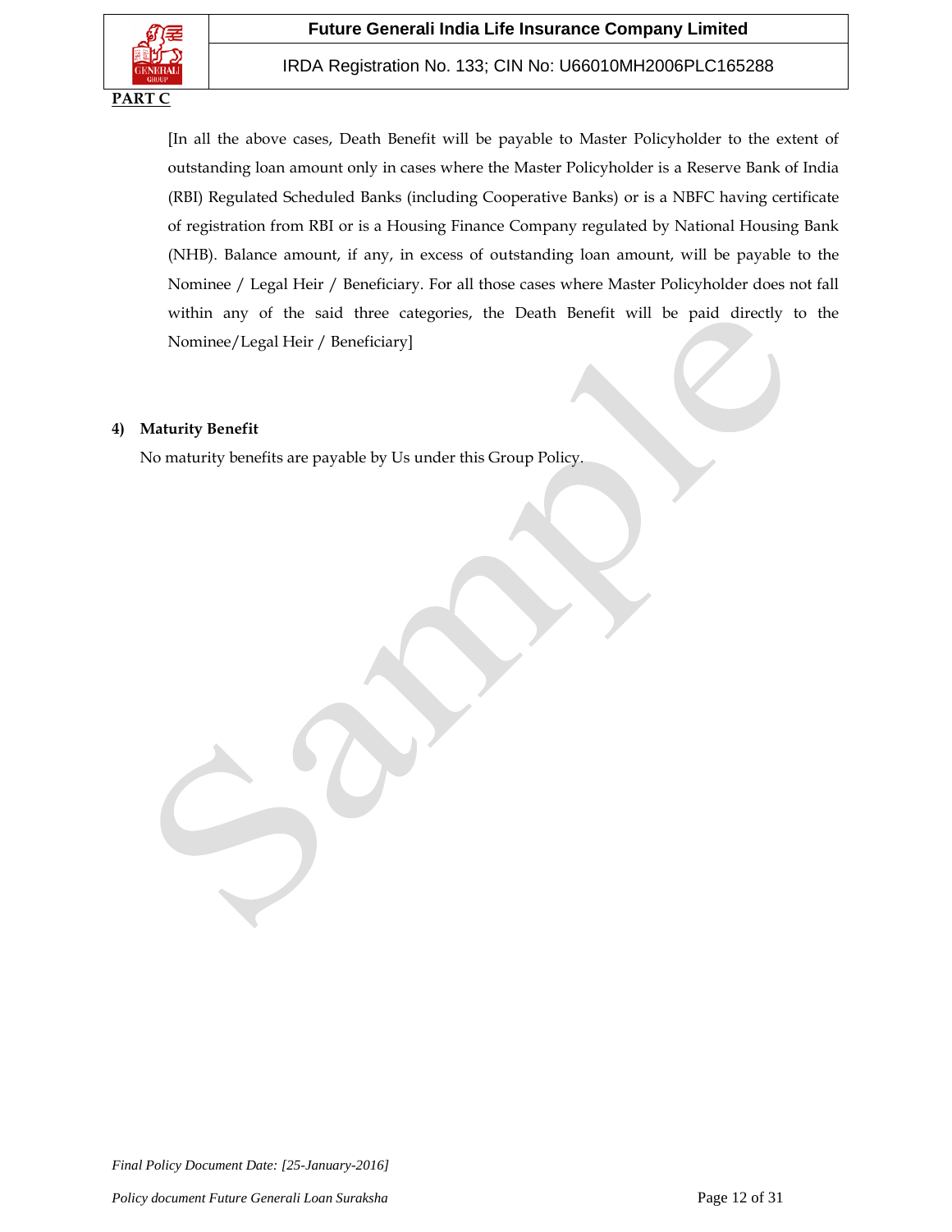**PART C**

[In all the above cases, Death Benefit will be payable to Master Policyholder to the extent of outstanding loan amount only in cases where the Master Policyholder is a Reserve Bank of India (RBI) Regulated Scheduled Banks (including Cooperative Banks) or is a NBFC having certificate of registration from RBI or is a Housing Finance Company regulated by National Housing Bank (NHB). Balance amount, if any, in excess of outstanding loan amount, will be payable to the Nominee / Legal Heir / Beneficiary. For all those cases where Master Policyholder does not fall within any of the said three categories, the Death Benefit will be paid directly to the Nominee/Legal Heir / Beneficiary]

**4) Maturity Benefit**

No maturity benefits are payable by Us under this Group Policy.

*Final Policy Document Date: [25-January-2016]*

*Policy document Future Generali Loan Suraksha*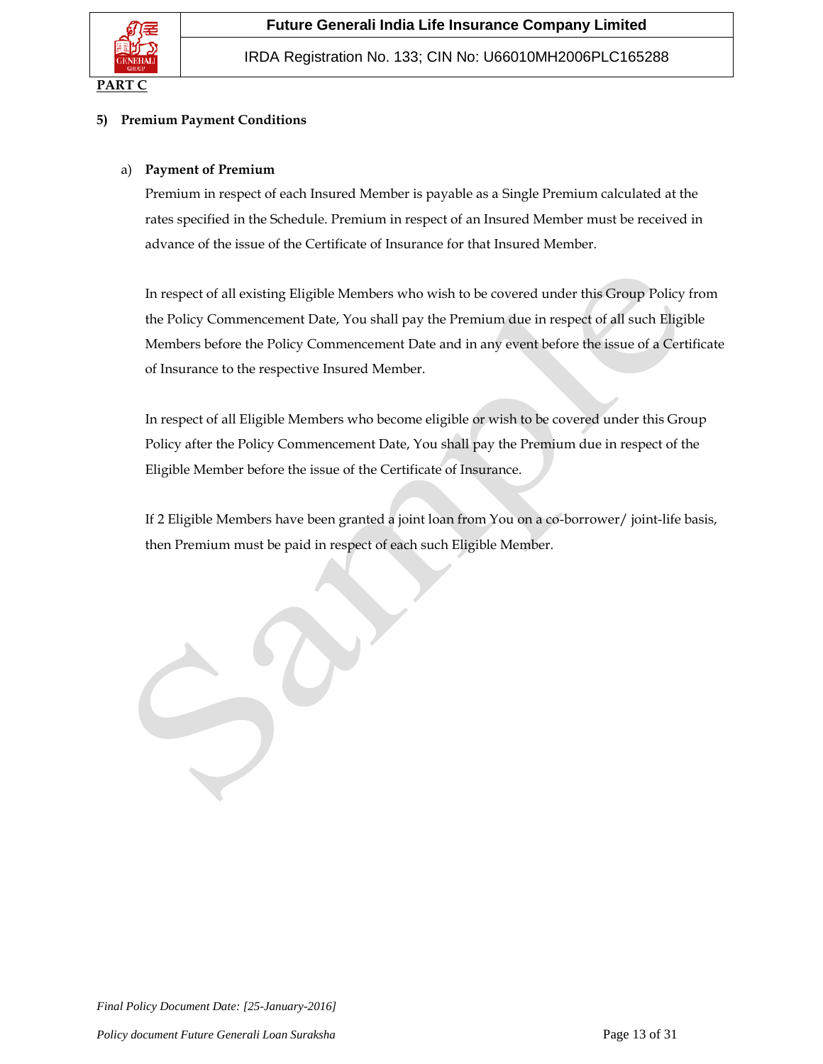**PART C**

**5) Premium Payment Conditions**

a) **Payment of Premium**

Premium in respect of each Insured Member is payable as a Single Premium calculated at the rates specified in the Schedule. Premium in respect of an Insured Member must be received in advance of the issue of the Certificate of Insurance for that Insured Member.

In respect of all existing Eligible Members who wish to be covered under this Group Policy from the Policy Commencement Date, You shall pay the Premium due in respect of all such Eligible Members before the Policy Commencement Date and in any event before the issue of a Certificate of Insurance to the respective Insured Member.

In respect of all Eligible Members who become eligible or wish to be covered under this Group Policy after the Policy Commencement Date, You shall pay the Premium due in respect of the Eligible Member before the issue of the Certificate of Insurance.

If 2 Eligible Members have been granted a joint loan from You on a co-borrower/ joint-life basis, then Premium must be paid in respect of each such Eligible Member.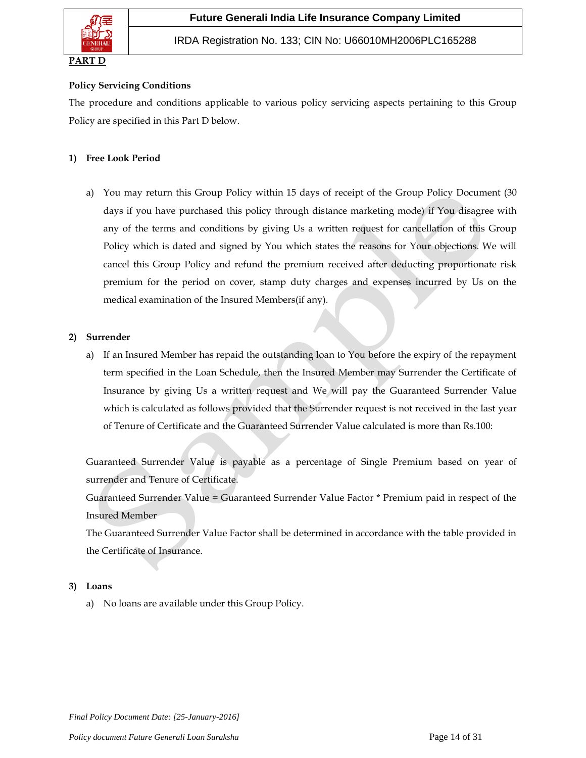**PART D**

**Policy Servicing Conditions**

The procedure and conditions applicable to various policy servicing aspects pertaining to this Group Policy are specified in this Part D below.

**1) Free Look Period**

a) You may return this Group Policy within 15 days of receipt of the Group Policy Document (30 days if you have purchased this policy through distance marketing mode) if You disagree with any of the terms and conditions by giving Us a written request for cancellation of this Group Policy which is dated and signed by You which states the reasons for Your objections. We will cancel this Group Policy and refund the premium received after deducting proportionate risk premium for the period on cover, stamp duty charges and expenses incurred by Us on the medical examination of the Insured Members(if any).

**2) Surrender**

a) If an Insured Member has repaid the outstanding loan to You before the expiry of the repayment term specified in the Loan Schedule, then the Insured Member may Surrender the Certificate of Insurance by giving Us a written request and We will pay the Guaranteed Surrender Value which is calculated as follows provided that the Surrender request is not received in the last year of Tenure of Certificate and the Guaranteed Surrender Value calculated is more than Rs.100:

Guaranteed Surrender Value is payable as a percentage of Single Premium based on year of surrender and Tenure of Certificate.

Guaranteed Surrender Value = Guaranteed Surrender Value Factor * Premium paid in respect of the Insured Member

The Guaranteed Surrender Value Factor shall be determined in accordance with the table provided in the Certificate of Insurance.

**3) Loans**

a) No loans are available under this Group Policy.

*Final Policy Document Date: [25-January-2016]*

*Policy document Future Generali Loan Suraksha*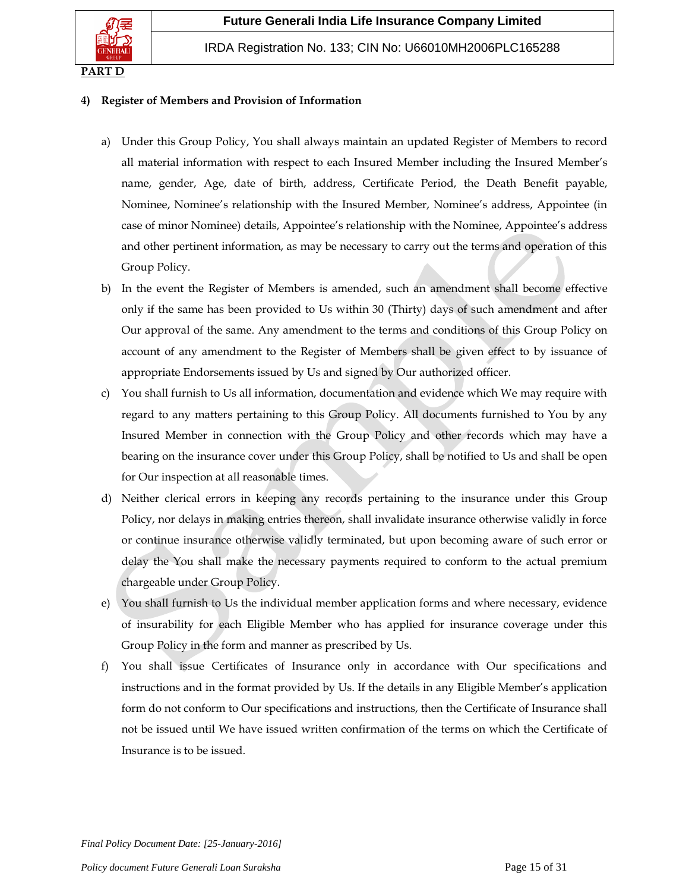**PART D**

**4) Register of Members and Provision of Information**

a) Under this Group Policy, You shall always maintain an updated Register of Members to record all material information with respect to each Insured Member including the Insured Member's name, gender, Age, date of birth, address, Certificate Period, the Death Benefit payable, Nominee, Nominee's relationship with the Insured Member, Nominee's address, Appointee (in case of minor Nominee) details, Appointee's relationship with the Nominee, Appointee's address and other pertinent information, as may be necessary to carry out the terms and operation of this Group Policy.

b) In the event the Register of Members is amended, such an amendment shall become effective only if the same has been provided to Us within 30 (Thirty) days of such amendment and after Our approval of the same. Any amendment to the terms and conditions of this Group Policy on account of any amendment to the Register of Members shall be given effect to by issuance of appropriate Endorsements issued by Us and signed by Our authorized officer.

c) You shall furnish to Us all information, documentation and evidence which We may require with regard to any matters pertaining to this Group Policy. All documents furnished to You by any Insured Member in connection with the Group Policy and other records which may have a bearing on the insurance cover under this Group Policy, shall be notified to Us and shall be open for Our inspection at all reasonable times.

d) Neither clerical errors in keeping any records pertaining to the insurance under this Group Policy, nor delays in making entries thereon, shall invalidate insurance otherwise validly in force or continue insurance otherwise validly terminated, but upon becoming aware of such error or delay the You shall make the necessary payments required to conform to the actual premium chargeable under Group Policy.

e) You shall furnish to Us the individual member application forms and where necessary, evidence of insurability for each Eligible Member who has applied for insurance coverage under this Group Policy in the form and manner as prescribed by Us.

f) You shall issue Certificates of Insurance only in accordance with Our specifications and instructions and in the format provided by Us. If the details in any Eligible Member's application form do not conform to Our specifications and instructions, then the Certificate of Insurance shall not be issued until We have issued written confirmation of the terms on which the Certificate of Insurance is to be issued.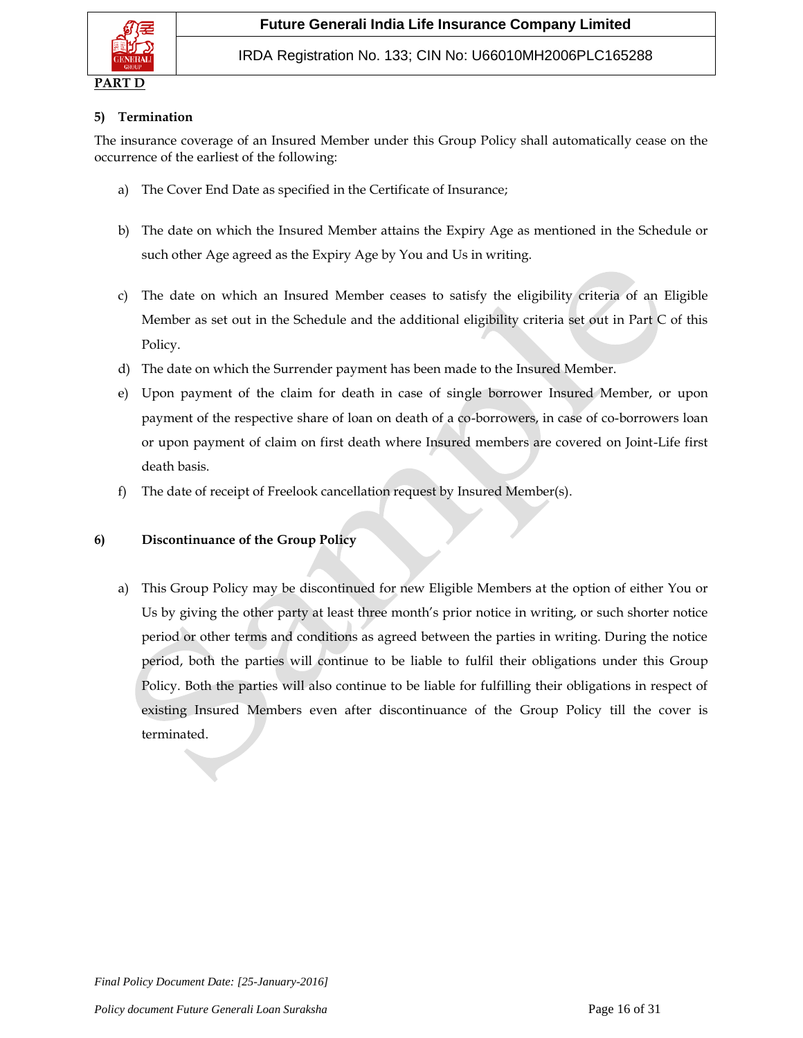**PART D**

### 5) Termination

The insurance coverage of an Insured Member under this Group Policy shall automatically cease on the occurrence of the earliest of the following:

a) The Cover End Date as specified in the Certificate of Insurance;

b) The date on which the Insured Member attains the Expiry Age as mentioned in the Schedule or such other Age agreed as the Expiry Age by You and Us in writing.

c) The date on which an Insured Member ceases to satisfy the eligibility criteria of an Eligible Member as set out in the Schedule and the additional eligibility criteria set out in Part C of this Policy.

d) The date on which the Surrender payment has been made to the Insured Member.

e) Upon payment of the claim for death in case of single borrower Insured Member, or upon payment of the respective share of loan on death of a co-borrowers, in case of co-borrowers loan or upon payment of claim on first death where Insured members are covered on Joint-Life first death basis.

f) The date of receipt of Freelook cancellation request by Insured Member(s).

### 6) Discontinuance of the Group Policy

a) This Group Policy may be discontinued for new Eligible Members at the option of either You or Us by giving the other party at least three month's prior notice in writing, or such shorter notice period or other terms and conditions as agreed between the parties in writing. During the notice period, both the parties will continue to be liable to fulfil their obligations under this Group Policy. Both the parties will also continue to be liable for fulfilling their obligations in respect of existing Insured Members even after discontinuance of the Group Policy till the cover is terminated.

*Final Policy Document Date: [25-January-2016]*

*Policy document Future Generali Loan Suraksha*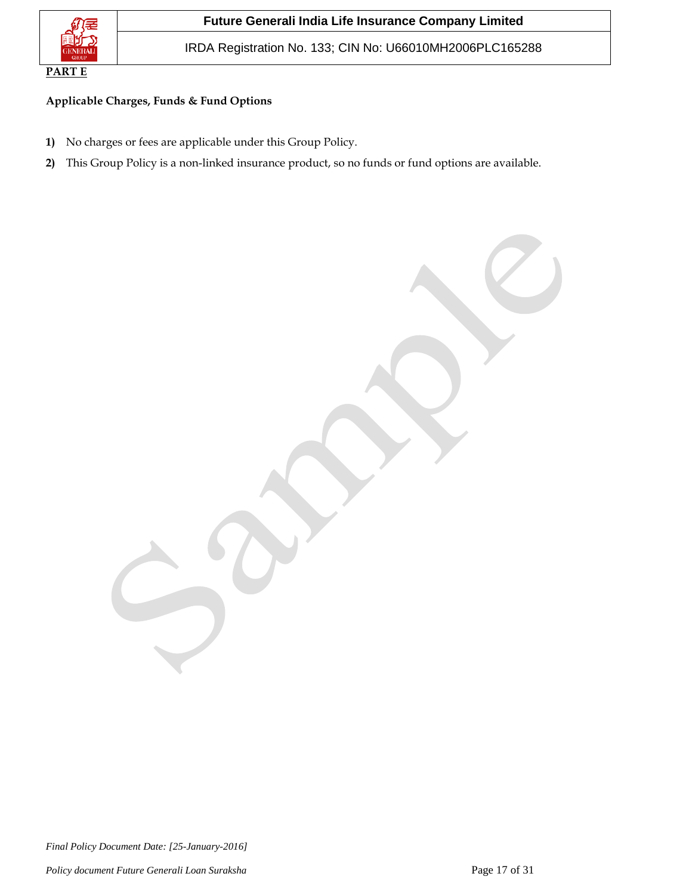**PART E**

**Applicable Charges, Funds & Fund Options**

1) No charges or fees are applicable under this Group Policy.
2) This Group Policy is a non-linked insurance product, so no funds or fund options are available.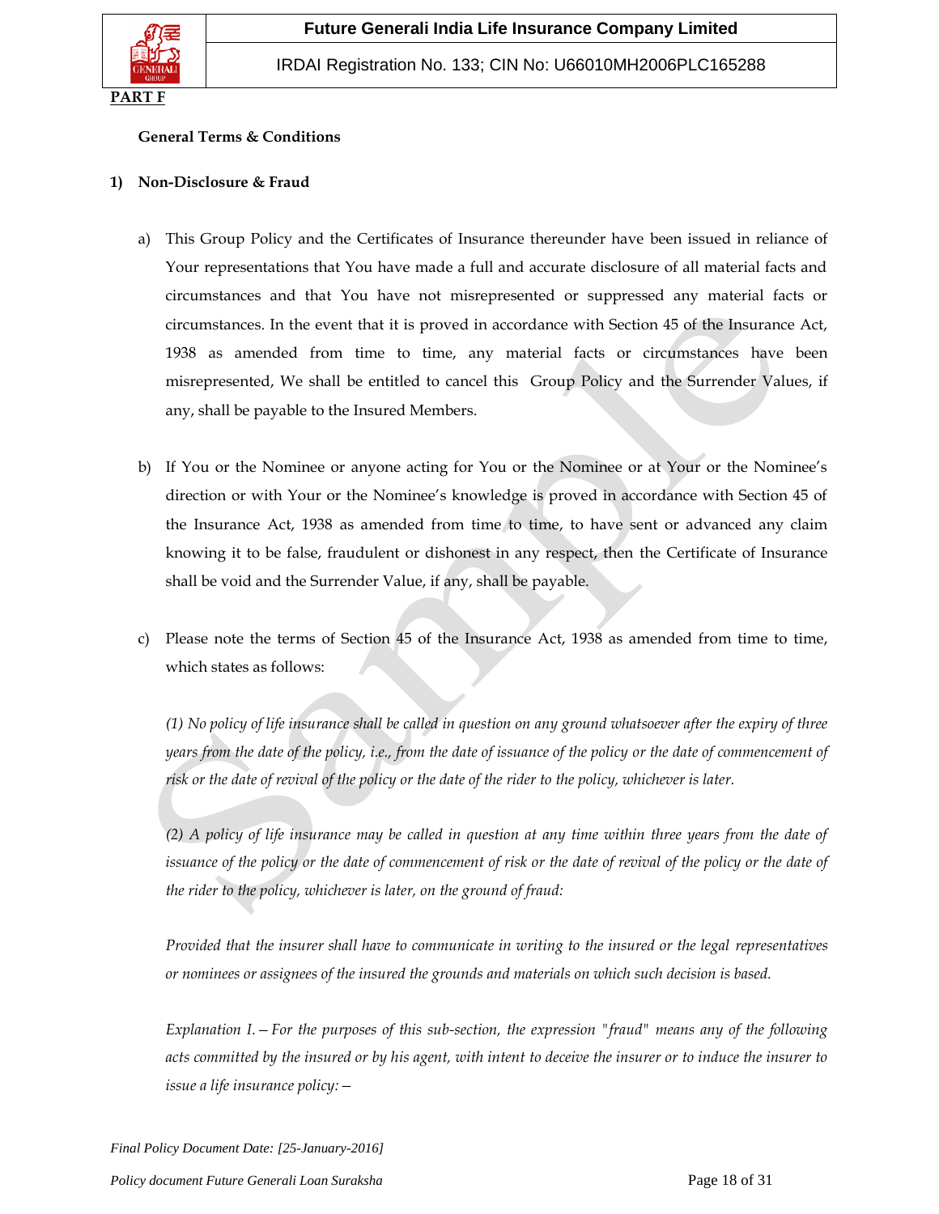**PART F**

**General Terms & Conditions**

**1) Non-Disclosure & Fraud**

a) This Group Policy and the Certificates of Insurance thereunder have been issued in reliance of Your representations that You have made a full and accurate disclosure of all material facts and circumstances and that You have not misrepresented or suppressed any material facts or circumstances. In the event that it is proved in accordance with Section 45 of the Insurance Act, 1938 as amended from time to time, any material facts or circumstances have been misrepresented, We shall be entitled to cancel this Group Policy and the Surrender Values, if any, shall be payable to the Insured Members.

b) If You or the Nominee or anyone acting for You or the Nominee or at Your or the Nominee's direction or with Your or the Nominee's knowledge is proved in accordance with Section 45 of the Insurance Act, 1938 as amended from time to time, to have sent or advanced any claim knowing it to be false, fraudulent or dishonest in any respect, then the Certificate of Insurance shall be void and the Surrender Value, if any, shall be payable.

c) Please note the terms of Section 45 of the Insurance Act, 1938 as amended from time to time, which states as follows:

*(1) No policy of life insurance shall be called in question on any ground whatsoever after the expiry of three years from the date of the policy, i.e., from the date of issuance of the policy or the date of commencement of risk or the date of revival of the policy or the date of the rider to the policy, whichever is later.*

*(2) A policy of life insurance may be called in question at any time within three years from the date of issuance of the policy or the date of commencement of risk or the date of revival of the policy or the date of the rider to the policy, whichever is later, on the ground of fraud:*

*Provided that the insurer shall have to communicate in writing to the insured or the legal representatives or nominees or assignees of the insured the grounds and materials on which such decision is based.*

*Explanation I.—For the purposes of this sub-section, the expression "fraud" means any of the following acts committed by the insured or by his agent, with intent to deceive the insurer or to induce the insurer to issue a life insurance policy:—*

*Final Policy Document Date: [25-January-2016]*

*Policy document Future Generali Loan Suraksha*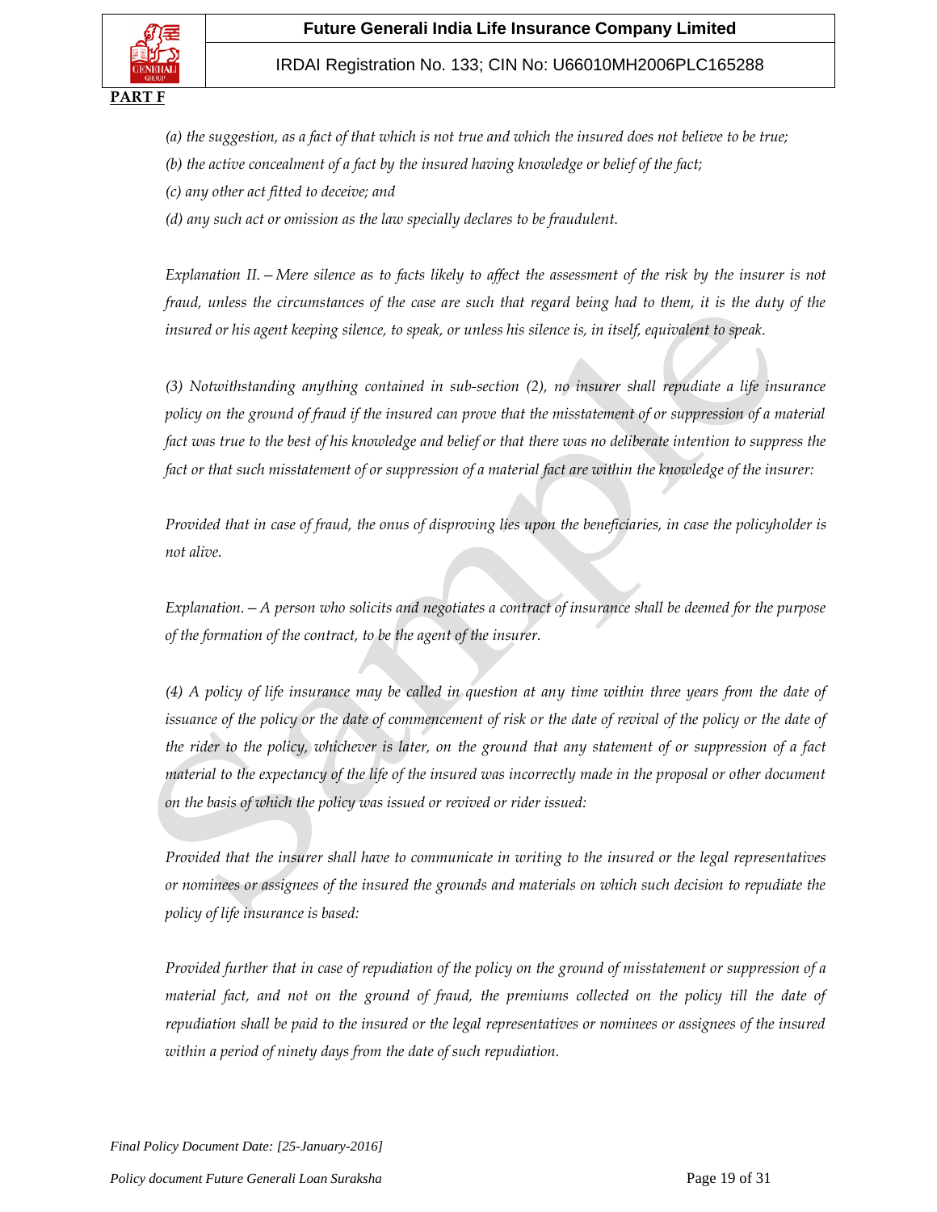**PART F**

*(a) the suggestion, as a fact of that which is not true and which the insured does not believe to be true;*

*(b) the active concealment of a fact by the insured having knowledge or belief of the fact;*

*(c) any other act fitted to deceive; and*

*(d) any such act or omission as the law specially declares to be fraudulent.*

*Explanation II.—Mere silence as to facts likely to affect the assessment of the risk by the insurer is not fraud, unless the circumstances of the case are such that regard being had to them, it is the duty of the insured or his agent keeping silence, to speak, or unless his silence is, in itself, equivalent to speak.*

*(3) Notwithstanding anything contained in sub-section (2), no insurer shall repudiate a life insurance policy on the ground of fraud if the insured can prove that the misstatement of or suppression of a material fact was true to the best of his knowledge and belief or that there was no deliberate intention to suppress the fact or that such misstatement of or suppression of a material fact are within the knowledge of the insurer:*

*Provided that in case of fraud, the onus of disproving lies upon the beneficiaries, in case the policyholder is not alive.*

*Explanation.—A person who solicits and negotiates a contract of insurance shall be deemed for the purpose of the formation of the contract, to be the agent of the insurer.*

*(4) A policy of life insurance may be called in question at any time within three years from the date of issuance of the policy or the date of commencement of risk or the date of revival of the policy or the date of the rider to the policy, whichever is later, on the ground that any statement of or suppression of a fact material to the expectancy of the life of the insured was incorrectly made in the proposal or other document on the basis of which the policy was issued or revived or rider issued:*

*Provided that the insurer shall have to communicate in writing to the insured or the legal representatives or nominees or assignees of the insured the grounds and materials on which such decision to repudiate the policy of life insurance is based:*

*Provided further that in case of repudiation of the policy on the ground of misstatement or suppression of a material fact, and not on the ground of fraud, the premiums collected on the policy till the date of repudiation shall be paid to the insured or the legal representatives or nominees or assignees of the insured within a period of ninety days from the date of such repudiation.*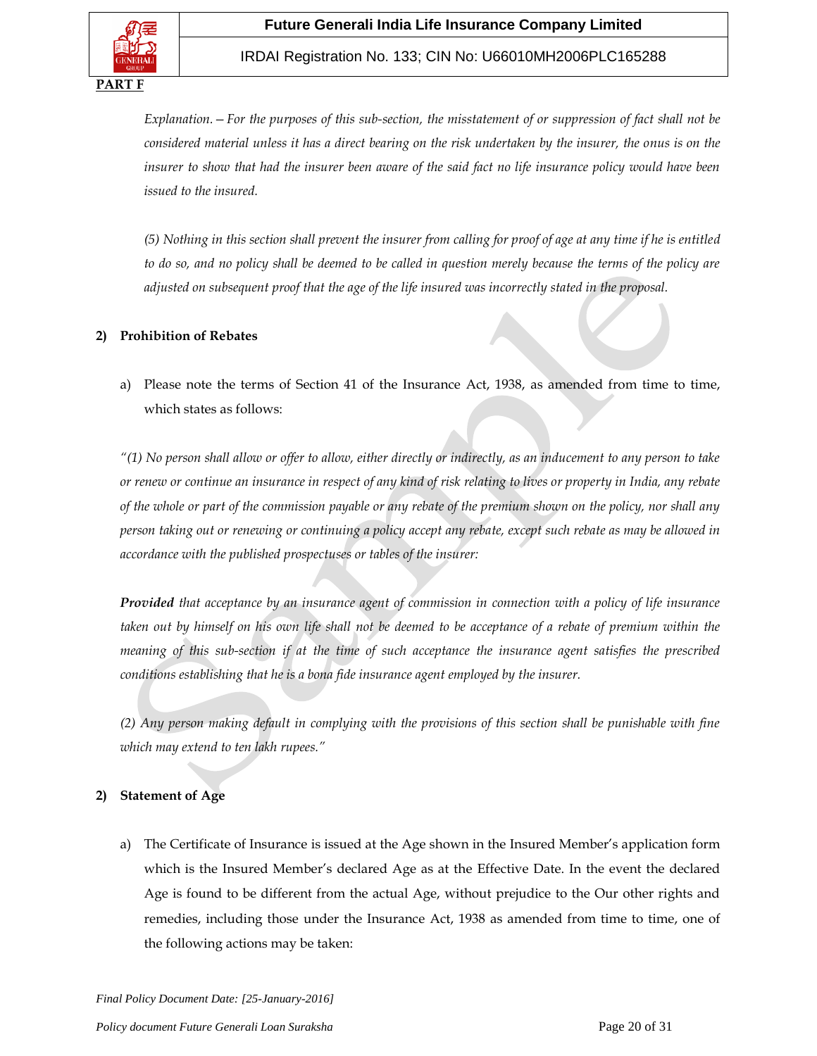**PART F**

*Explanation. – For the purposes of this sub-section, the misstatement of or suppression of fact shall not be considered material unless it has a direct bearing on the risk undertaken by the insurer, the onus is on the insurer to show that had the insurer been aware of the said fact no life insurance policy would have been issued to the insured.*

*(5) Nothing in this section shall prevent the insurer from calling for proof of age at any time if he is entitled to do so, and no policy shall be deemed to be called in question merely because the terms of the policy are adjusted on subsequent proof that the age of the life insured was incorrectly stated in the proposal.*

**2) Prohibition of Rebates**

a) Please note the terms of Section 41 of the Insurance Act, 1938, as amended from time to time, which states as follows:

*"(1) No person shall allow or offer to allow, either directly or indirectly, as an inducement to any person to take or renew or continue an insurance in respect of any kind of risk relating to lives or property in India, any rebate of the whole or part of the commission payable or any rebate of the premium shown on the policy, nor shall any person taking out or renewing or continuing a policy accept any rebate, except such rebate as may be allowed in accordance with the published prospectuses or tables of the insurer:*

***Provided** that acceptance by an insurance agent of commission in connection with a policy of life insurance taken out by himself on his own life shall not be deemed to be acceptance of a rebate of premium within the meaning of this sub-section if at the time of such acceptance the insurance agent satisfies the prescribed conditions establishing that he is a bona fide insurance agent employed by the insurer.*

*(2) Any person making default in complying with the provisions of this section shall be punishable with fine which may extend to ten lakh rupees."*

**2) Statement of Age**

a) The Certificate of Insurance is issued at the Age shown in the Insured Member's application form which is the Insured Member's declared Age as at the Effective Date. In the event the declared Age is found to be different from the actual Age, without prejudice to the Our other rights and remedies, including those under the Insurance Act, 1938 as amended from time to time, one of the following actions may be taken:

*Final Policy Document Date: [25-January-2016]*

*Policy document Future Generali Loan Suraksha*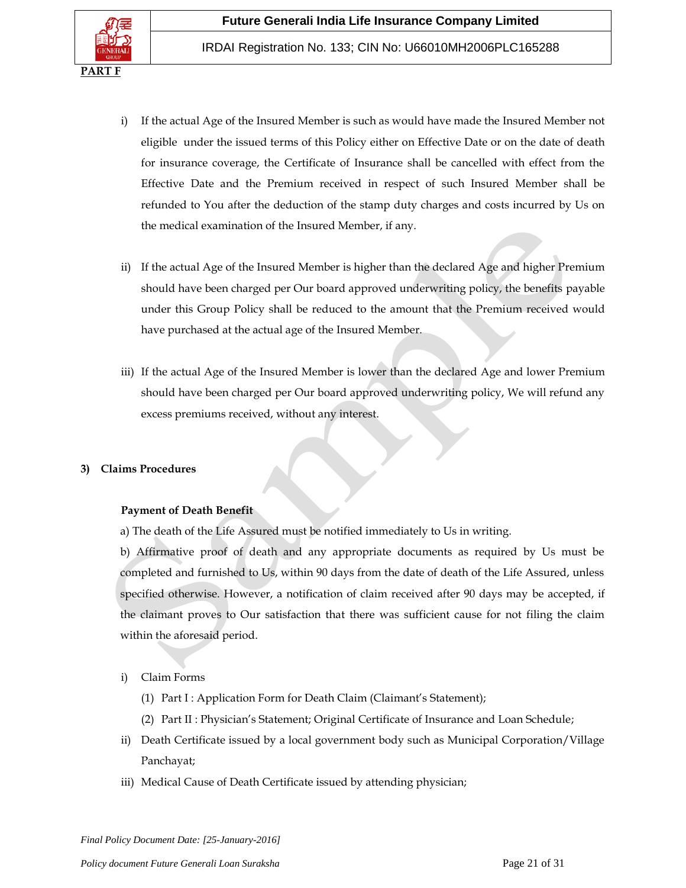**PART F**

i) If the actual Age of the Insured Member is such as would have made the Insured Member not eligible under the issued terms of this Policy either on Effective Date or on the date of death for insurance coverage, the Certificate of Insurance shall be cancelled with effect from the Effective Date and the Premium received in respect of such Insured Member shall be refunded to You after the deduction of the stamp duty charges and costs incurred by Us on the medical examination of the Insured Member, if any.

ii) If the actual Age of the Insured Member is higher than the declared Age and higher Premium should have been charged per Our board approved underwriting policy, the benefits payable under this Group Policy shall be reduced to the amount that the Premium received would have purchased at the actual age of the Insured Member.

iii) If the actual Age of the Insured Member is lower than the declared Age and lower Premium should have been charged per Our board approved underwriting policy, We will refund any excess premiums received, without any interest.

**3) Claims Procedures**

**Payment of Death Benefit**

a) The death of the Life Assured must be notified immediately to Us in writing.

b) Affirmative proof of death and any appropriate documents as required by Us must be completed and furnished to Us, within 90 days from the date of death of the Life Assured, unless specified otherwise. However, a notification of claim received after 90 days may be accepted, if the claimant proves to Our satisfaction that there was sufficient cause for not filing the claim within the aforesaid period.

i) Claim Forms
   (1) Part I : Application Form for Death Claim (Claimant's Statement);
   (2) Part II : Physician's Statement; Original Certificate of Insurance and Loan Schedule;

ii) Death Certificate issued by a local government body such as Municipal Corporation/Village Panchayat;

iii) Medical Cause of Death Certificate issued by attending physician;

*Final Policy Document Date: [25-January-2016]*

*Policy document Future Generali Loan Suraksha*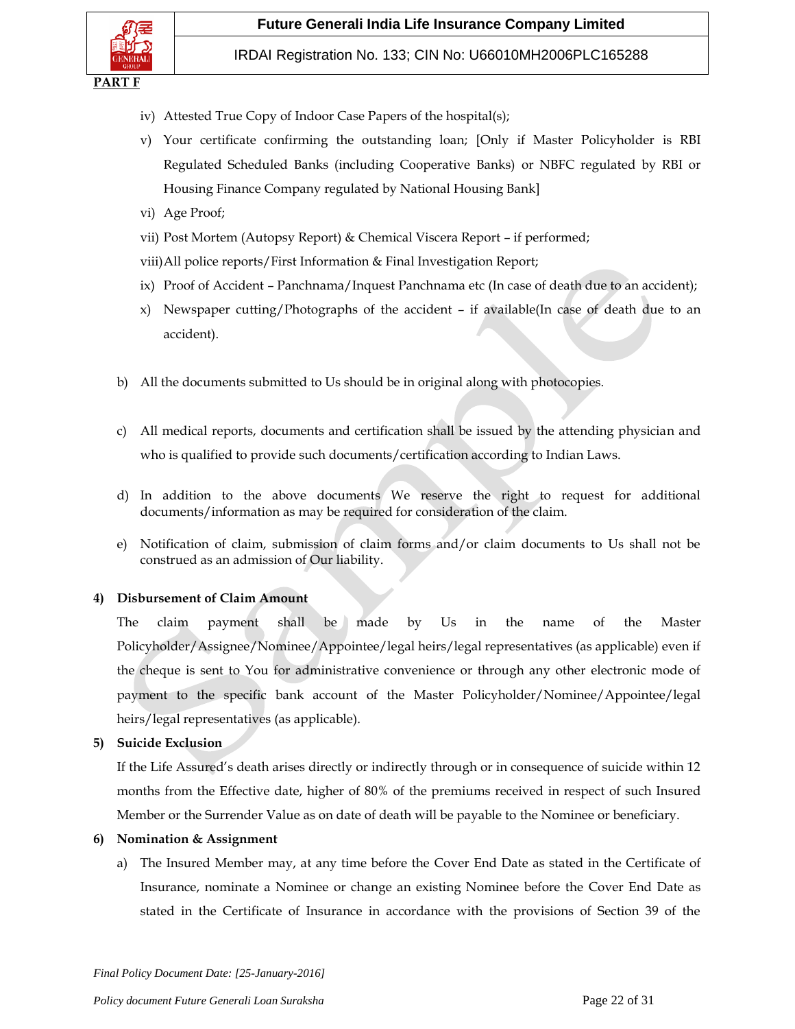**PART F**

iv) Attested True Copy of Indoor Case Papers of the hospital(s);

v) Your certificate confirming the outstanding loan; [Only if Master Policyholder is RBI Regulated Scheduled Banks (including Cooperative Banks) or NBFC regulated by RBI or Housing Finance Company regulated by National Housing Bank]

vi) Age Proof;

vii) Post Mortem (Autopsy Report) & Chemical Viscera Report – if performed;

viii) All police reports/First Information & Final Investigation Report;

ix) Proof of Accident – Panchnama/Inquest Panchnama etc (In case of death due to an accident);

x) Newspaper cutting/Photographs of the accident – if available(In case of death due to an accident).

b) All the documents submitted to Us should be in original along with photocopies.

c) All medical reports, documents and certification shall be issued by the attending physician and who is qualified to provide such documents/certification according to Indian Laws.

d) In addition to the above documents We reserve the right to request for additional documents/information as may be required for consideration of the claim.

e) Notification of claim, submission of claim forms and/or claim documents to Us shall not be construed as an admission of Our liability.

**4) Disbursement of Claim Amount**

The claim payment shall be made by Us in the name of the Master Policyholder/Assignee/Nominee/Appointee/legal heirs/legal representatives (as applicable) even if the cheque is sent to You for administrative convenience or through any other electronic mode of payment to the specific bank account of the Master Policyholder/Nominee/Appointee/legal heirs/legal representatives (as applicable).

**5) Suicide Exclusion**

If the Life Assured's death arises directly or indirectly through or in consequence of suicide within 12 months from the Effective date, higher of 80% of the premiums received in respect of such Insured Member or the Surrender Value as on date of death will be payable to the Nominee or beneficiary.

**6) Nomination & Assignment**

a) The Insured Member may, at any time before the Cover End Date as stated in the Certificate of Insurance, nominate a Nominee or change an existing Nominee before the Cover End Date as stated in the Certificate of Insurance in accordance with the provisions of Section 39 of the

*Final Policy Document Date: [25-January-2016]*

*Policy document Future Generali Loan Suraksha*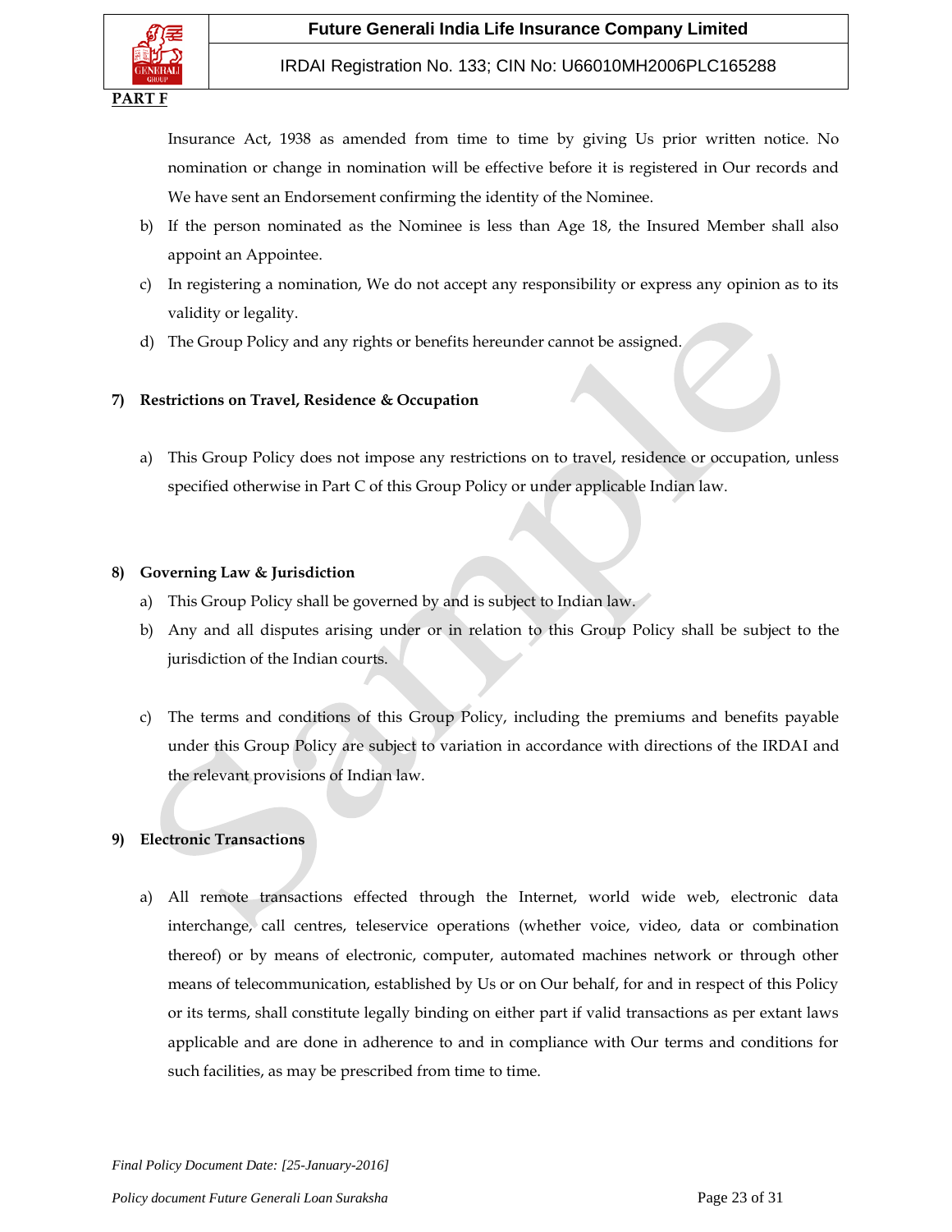**PART F**

Insurance Act, 1938 as amended from time to time by giving Us prior written notice. No nomination or change in nomination will be effective before it is registered in Our records and We have sent an Endorsement confirming the identity of the Nominee.

b) If the person nominated as the Nominee is less than Age 18, the Insured Member shall also appoint an Appointee.

c) In registering a nomination, We do not accept any responsibility or express any opinion as to its validity or legality.

d) The Group Policy and any rights or benefits hereunder cannot be assigned.

**7) Restrictions on Travel, Residence & Occupation**

a) This Group Policy does not impose any restrictions on to travel, residence or occupation, unless specified otherwise in Part C of this Group Policy or under applicable Indian law.

**8) Governing Law & Jurisdiction**

a) This Group Policy shall be governed by and is subject to Indian law.

b) Any and all disputes arising under or in relation to this Group Policy shall be subject to the jurisdiction of the Indian courts.

c) The terms and conditions of this Group Policy, including the premiums and benefits payable under this Group Policy are subject to variation in accordance with directions of the IRDAI and the relevant provisions of Indian law.

**9) Electronic Transactions**

a) All remote transactions effected through the Internet, world wide web, electronic data interchange, call centres, teleservice operations (whether voice, video, data or combination thereof) or by means of electronic, computer, automated machines network or through other means of telecommunication, established by Us or on Our behalf, for and in respect of this Policy or its terms, shall constitute legally binding on either part if valid transactions as per extant laws applicable and are done in adherence to and in compliance with Our terms and conditions for such facilities, as may be prescribed from time to time.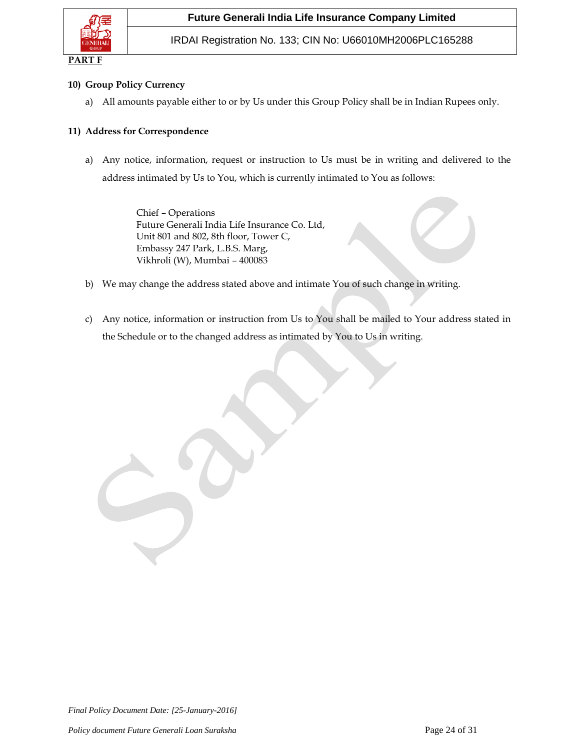**PART F**

**10) Group Policy Currency**

a) All amounts payable either to or by Us under this Group Policy shall be in Indian Rupees only.

**11) Address for Correspondence**

a) Any notice, information, request or instruction to Us must be in writing and delivered to the address intimated by Us to You, which is currently intimated to You as follows:

> Chief – Operations
> Future Generali India Life Insurance Co. Ltd,
> Unit 801 and 802, 8th floor, Tower C,
> Embassy 247 Park, L.B.S. Marg,
> Vikhroli (W), Mumbai – 400083

b) We may change the address stated above and intimate You of such change in writing.

c) Any notice, information or instruction from Us to You shall be mailed to Your address stated in the Schedule or to the changed address as intimated by You to Us in writing.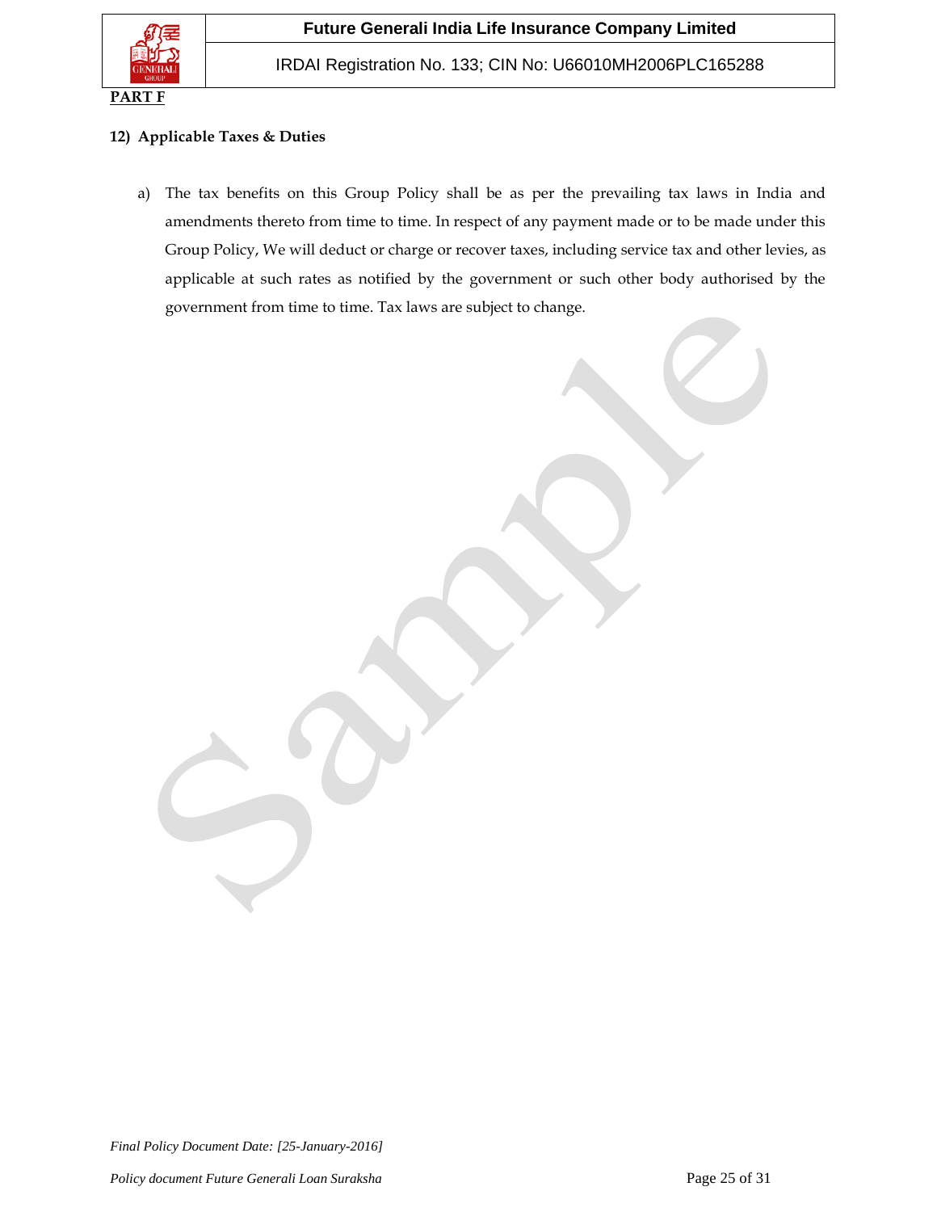**PART F**

**12) Applicable Taxes & Duties**

a) The tax benefits on this Group Policy shall be as per the prevailing tax laws in India and amendments thereto from time to time. In respect of any payment made or to be made under this Group Policy, We will deduct or charge or recover taxes, including service tax and other levies, as applicable at such rates as notified by the government or such other body authorised by the government from time to time. Tax laws are subject to change.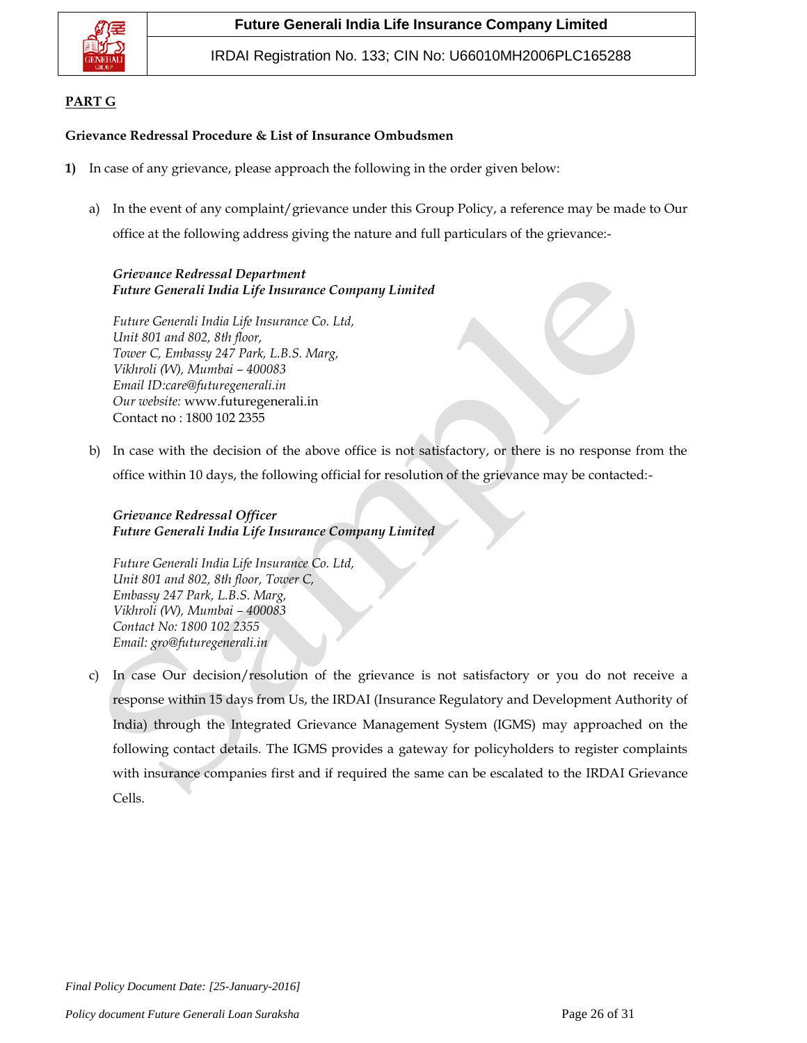**PART G**

**Grievance Redressal Procedure & List of Insurance Ombudsmen**

**1)** In case of any grievance, please approach the following in the order given below:

a) In the event of any complaint/grievance under this Group Policy, a reference may be made to Our office at the following address giving the nature and full particulars of the grievance:-

***Grievance Redressal Department***
***Future Generali India Life Insurance Company Limited***

*Future Generali India Life Insurance Co. Ltd,*
*Unit 801 and 802, 8th floor,*
*Tower C, Embassy 247 Park, L.B.S. Marg,*
*Vikhroli (W), Mumbai – 400083*
*Email ID:care@futuregenerali.in*
*Our website:* www.futuregenerali.in
Contact no : 1800 102 2355

b) In case with the decision of the above office is not satisfactory, or there is no response from the office within 10 days, the following official for resolution of the grievance may be contacted:-

***Grievance Redressal Officer***
***Future Generali India Life Insurance Company Limited***

*Future Generali India Life Insurance Co. Ltd,*
*Unit 801 and 802, 8th floor, Tower C,*
*Embassy 247 Park, L.B.S. Marg,*
*Vikhroli (W), Mumbai – 400083*
*Contact No: 1800 102 2355*
*Email: gro@futuregenerali.in*

c) In case Our decision/resolution of the grievance is not satisfactory or you do not receive a response within 15 days from Us, the IRDAI (Insurance Regulatory and Development Authority of India) through the Integrated Grievance Management System (IGMS) may approached on the following contact details. The IGMS provides a gateway for policyholders to register complaints with insurance companies first and if required the same can be escalated to the IRDAI Grievance Cells.

*Final Policy Document Date: [25-January-2016]*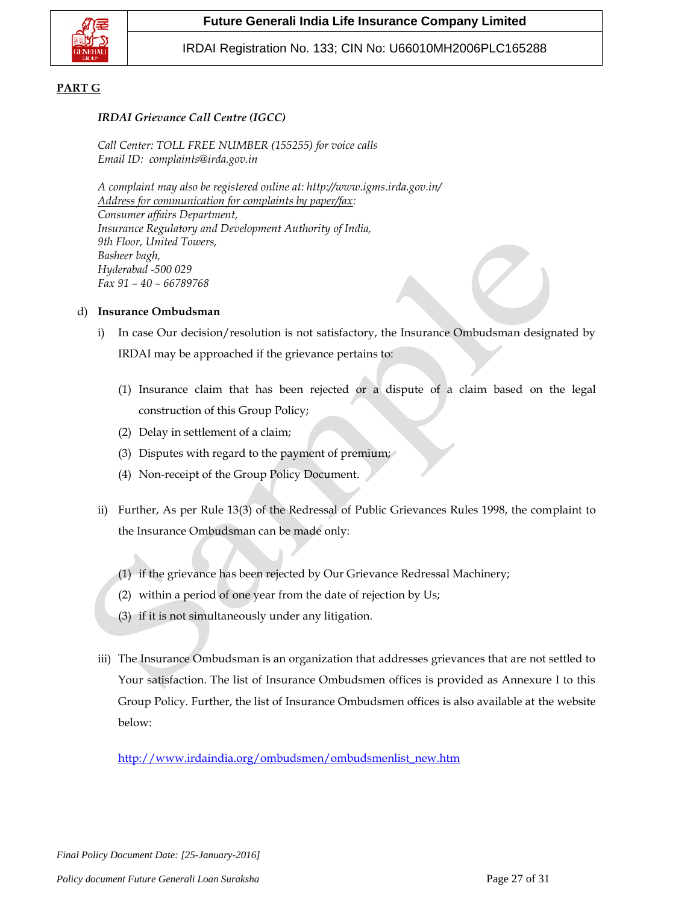**PART G**

*IRDAI Grievance Call Centre (IGCC)*

*Call Center: TOLL FREE NUMBER (155255) for voice calls*
*Email ID: complaints@irda.gov.in*

*A complaint may also be registered online at: http://www.igms.irda.gov.in/*
*Address for communication for complaints by paper/fax:*
*Consumer affairs Department,*
*Insurance Regulatory and Development Authority of India,*
*9th Floor, United Towers,*
*Basheer bagh,*
*Hyderabad -500 029*
*Fax 91 – 40 – 66789768*

d) **Insurance Ombudsman**

i) In case Our decision/resolution is not satisfactory, the Insurance Ombudsman designated by IRDAI may be approached if the grievance pertains to:

(1) Insurance claim that has been rejected or a dispute of a claim based on the legal construction of this Group Policy;
(2) Delay in settlement of a claim;
(3) Disputes with regard to the payment of premium;
(4) Non-receipt of the Group Policy Document.

ii) Further, As per Rule 13(3) of the Redressal of Public Grievances Rules 1998, the complaint to the Insurance Ombudsman can be made only:

(1) if the grievance has been rejected by Our Grievance Redressal Machinery;
(2) within a period of one year from the date of rejection by Us;
(3) if it is not simultaneously under any litigation.

iii) The Insurance Ombudsman is an organization that addresses grievances that are not settled to Your satisfaction. The list of Insurance Ombudsmen offices is provided as Annexure I to this Group Policy. Further, the list of Insurance Ombudsmen offices is also available at the website below:

http://www.irdaindia.org/ombudsmen/ombudsmenlist_new.htm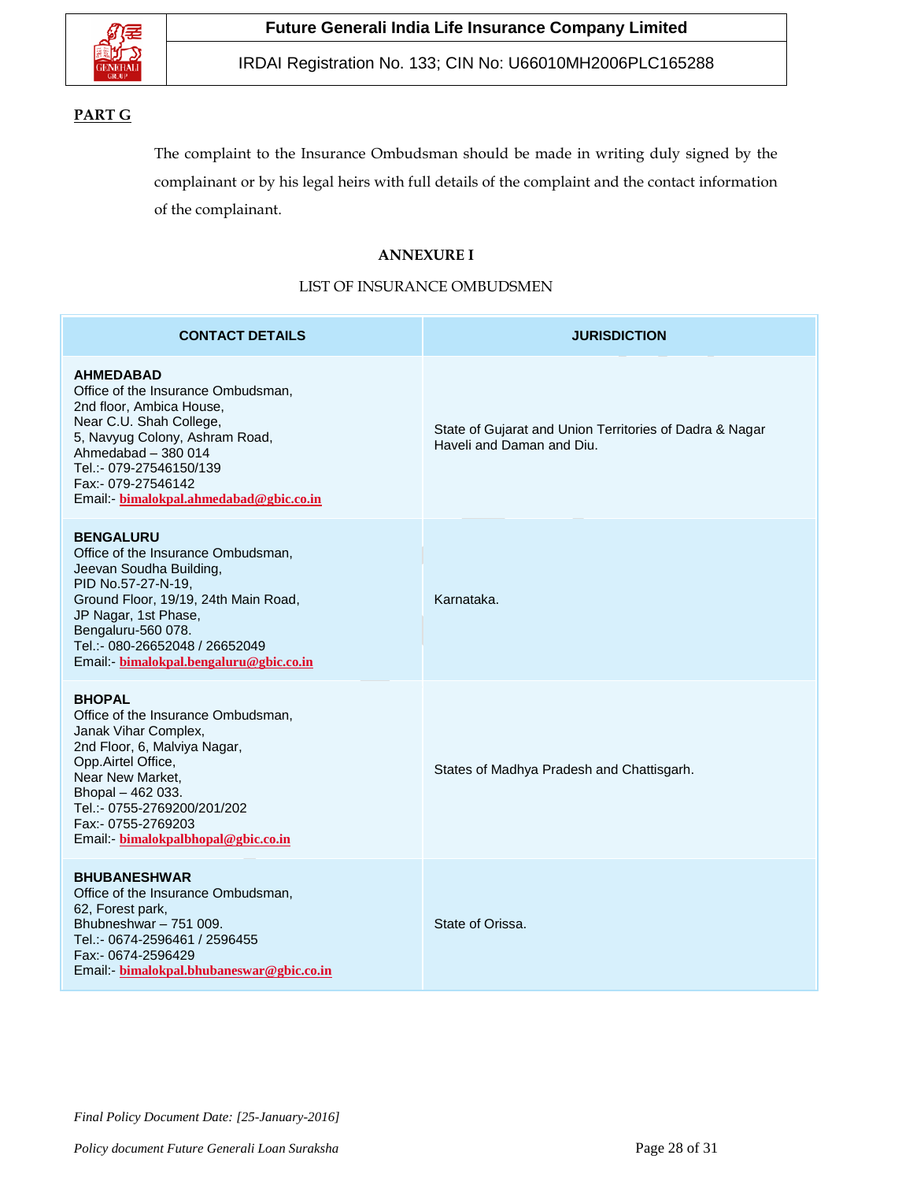**PART G**

The complaint to the Insurance Ombudsman should be made in writing duly signed by the complainant or by his legal heirs with full details of the complaint and the contact information of the complainant.

**ANNEXURE I**

LIST OF INSURANCE OMBUDSMEN

| CONTACT DETAILS | JURISDICTION |
|---|---|
| **AHMEDABAD**<br>Office of the Insurance Ombudsman,<br>2nd floor, Ambica House,<br>Near C.U. Shah College,<br>5, Navyug Colony, Ashram Road,<br>Ahmedabad – 380 014<br>Tel.:- 079-27546150/139<br>Fax:- 079-27546142<br>Email:- bimalokpal.ahmedabad@gbic.co.in | State of Gujarat and Union Territories of Dadra & Nagar Haveli and Daman and Diu. |
| **BENGALURU**<br>Office of the Insurance Ombudsman,<br>Jeevan Soudha Building,<br>PID No.57-27-N-19,<br>Ground Floor, 19/19, 24th Main Road,<br>JP Nagar, 1st Phase,<br>Bengaluru-560 078.<br>Tel.:- 080-26652048 / 26652049<br>Email:- bimalokpal.bengaluru@gbic.co.in | Karnataka. |
| **BHOPAL**<br>Office of the Insurance Ombudsman,<br>Janak Vihar Complex,<br>2nd Floor, 6, Malviya Nagar,<br>Opp.Airtel Office,<br>Near New Market,<br>Bhopal – 462 033.<br>Tel.:- 0755-2769200/201/202<br>Fax:- 0755-2769203<br>Email:- bimalokpalbhopal@gbic.co.in | States of Madhya Pradesh and Chattisgarh. |
| **BHUBANESHWAR**<br>Office of the Insurance Ombudsman,<br>62, Forest park,<br>Bhubneshwar – 751 009.<br>Tel.:- 0674-2596461 / 2596455<br>Fax:- 0674-2596429<br>Email:- bimalokpal.bhubaneswar@gbic.co.in | State of Orissa. |

*Final Policy Document Date: [25-January-2016]*

*Policy document Future Generali Loan Suraksha*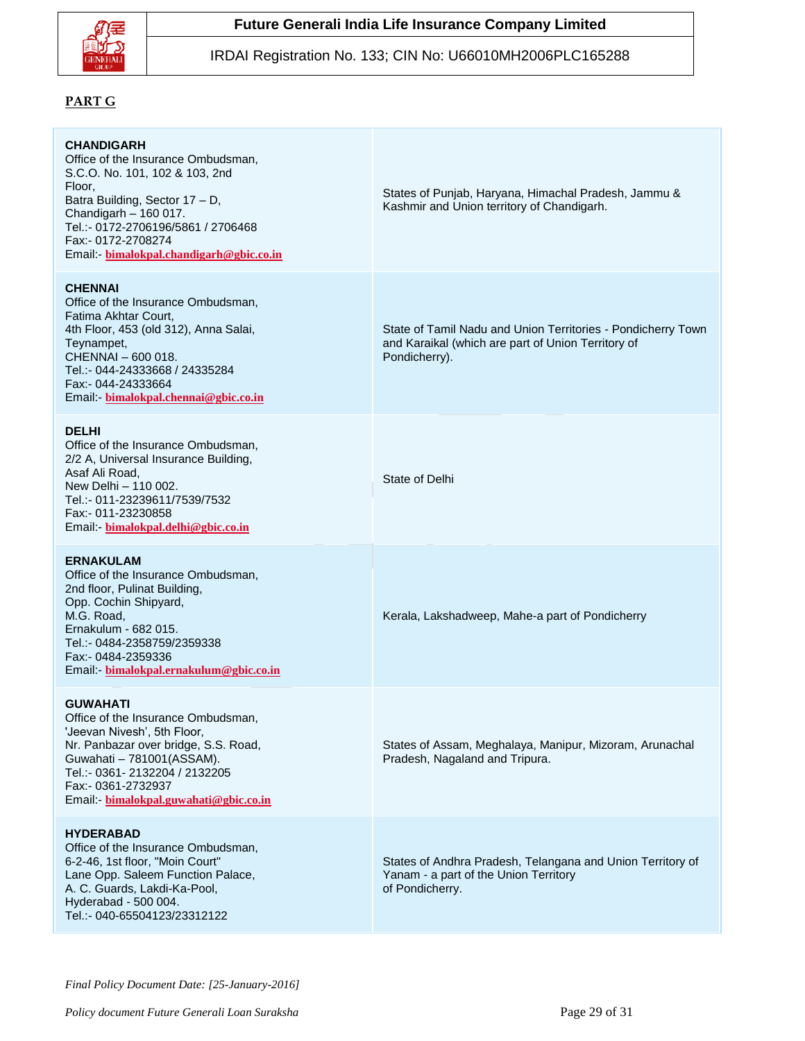**PART G**

| | |
|---|---|
| **CHANDIGARH**<br>Office of the Insurance Ombudsman,<br>S.C.O. No. 101, 102 & 103, 2nd Floor,<br>Batra Building, Sector 17 – D,<br>Chandigarh – 160 017.<br>Tel.:- 0172-2706196/5861 / 2706468<br>Fax:- 0172-2708274<br>Email:- bimalokpal.chandigarh@gbic.co.in | States of Punjab, Haryana, Himachal Pradesh, Jammu & Kashmir and Union territory of Chandigarh. |
| **CHENNAI**<br>Office of the Insurance Ombudsman,<br>Fatima Akhtar Court,<br>4th Floor, 453 (old 312), Anna Salai,<br>Teynampet,<br>CHENNAI – 600 018.<br>Tel.:- 044-24333668 / 24335284<br>Fax:- 044-24333664<br>Email:- bimalokpal.chennai@gbic.co.in | State of Tamil Nadu and Union Territories - Pondicherry Town and Karaikal (which are part of Union Territory of Pondicherry). |
| **DELHI**<br>Office of the Insurance Ombudsman,<br>2/2 A, Universal Insurance Building,<br>Asaf Ali Road,<br>New Delhi – 110 002.<br>Tel.:- 011-23239611/7539/7532<br>Fax:- 011-23230858<br>Email:- bimalokpal.delhi@gbic.co.in | State of Delhi |
| **ERNAKULAM**<br>Office of the Insurance Ombudsman,<br>2nd floor, Pulinat Building,<br>Opp. Cochin Shipyard,<br>M.G. Road,<br>Ernakulum - 682 015.<br>Tel.:- 0484-2358759/2359338<br>Fax:- 0484-2359336<br>Email:- bimalokpal.ernakulum@gbic.co.in | Kerala, Lakshadweep, Mahe-a part of Pondicherry |
| **GUWAHATI**<br>Office of the Insurance Ombudsman,<br>'Jeevan Nivesh', 5th Floor,<br>Nr. Panbazar over bridge, S.S. Road,<br>Guwahati – 781001(ASSAM).<br>Tel.:- 0361- 2132204 / 2132205<br>Fax:- 0361-2732937<br>Email:- bimalokpal.guwahati@gbic.co.in | States of Assam, Meghalaya, Manipur, Mizoram, Arunachal Pradesh, Nagaland and Tripura. |
| **HYDERABAD**<br>Office of the Insurance Ombudsman,<br>6-2-46, 1st floor, "Moin Court"<br>Lane Opp. Saleem Function Palace,<br>A. C. Guards, Lakdi-Ka-Pool,<br>Hyderabad - 500 004.<br>Tel.:- 040-65504123/23312122 | States of Andhra Pradesh, Telangana and Union Territory of Yanam - a part of the Union Territory of Pondicherry. |

*Final Policy Document Date: [25-January-2016]*

*Policy document Future Generali Loan Suraksha*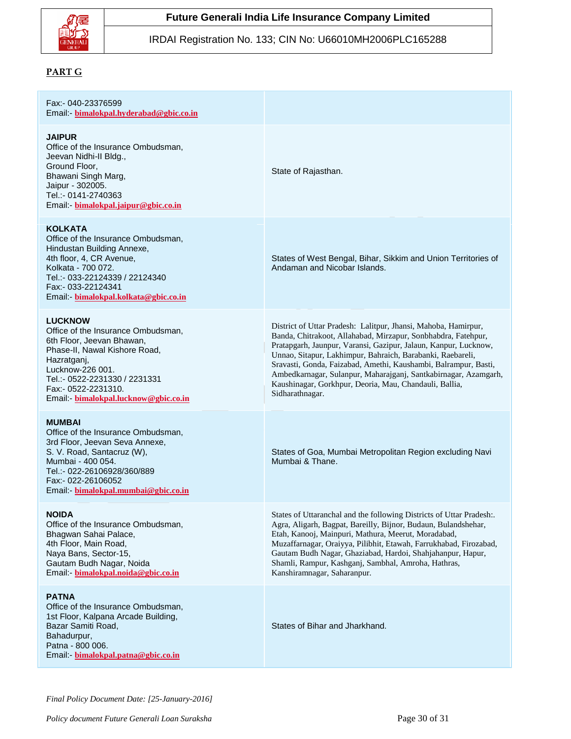## PART G

| | |
|---|---|
| Fax:- 040-23376599<br>Email:- bimalokpal.hyderabad@gbic.co.in | |
| **JAIPUR**<br>Office of the Insurance Ombudsman,<br>Jeevan Nidhi-II Bldg.,<br>Ground Floor,<br>Bhawani Singh Marg,<br>Jaipur - 302005.<br>Tel.:- 0141-2740363<br>Email:- bimalokpal.jaipur@gbic.co.in | State of Rajasthan. |
| **KOLKATA**<br>Office of the Insurance Ombudsman,<br>Hindustan Building Annexe,<br>4th floor, 4, CR Avenue,<br>Kolkata - 700 072.<br>Tel.:- 033-22124339 / 22124340<br>Fax:- 033-22124341<br>Email:- bimalokpal.kolkata@gbic.co.in | States of West Bengal, Bihar, Sikkim and Union Territories of Andaman and Nicobar Islands. |
| **LUCKNOW**<br>Office of the Insurance Ombudsman,<br>6th Floor, Jeevan Bhawan,<br>Phase-II, Nawal Kishore Road,<br>Hazratganj,<br>Lucknow-226 001.<br>Tel.:- 0522-2231330 / 2231331<br>Fax:- 0522-2231310.<br>Email:- bimalokpal.lucknow@gbic.co.in | District of Uttar Pradesh: Lalitpur, Jhansi, Mahoba, Hamirpur, Banda, Chitrakoot, Allahabad, Mirzapur, Sonbhabdra, Fatehpur, Pratapgarh, Jaunpur, Varansi, Gazipur, Jalaun, Kanpur, Lucknow, Unnao, Sitapur, Lakhimpur, Bahraich, Barabanki, Raebareli, Sravasti, Gonda, Faizabad, Amethi, Kaushambi, Balrampur, Basti, Ambedkarnagar, Sulanpur, Maharajganj, Santkabirnagar, Azamgarh, Kaushinagar, Gorkhpur, Deoria, Mau, Chandauli, Ballia, Sidharathnagar. |
| **MUMBAI**<br>Office of the Insurance Ombudsman,<br>3rd Floor, Jeevan Seva Annexe,<br>S. V. Road, Santacruz (W),<br>Mumbai - 400 054.<br>Tel.:- 022-26106928/360/889<br>Fax:- 022-26106052<br>Email:- bimalokpal.mumbai@gbic.co.in | States of Goa, Mumbai Metropolitan Region excluding Navi Mumbai & Thane. |
| **NOIDA**<br>Office of the Insurance Ombudsman,<br>Bhagwan Sahai Palace,<br>4th Floor, Main Road,<br>Naya Bans, Sector-15,<br>Gautam Budh Nagar, Noida<br>Email:- bimalokpal.noida@gbic.co.in | States of Uttaranchal and the following Districts of Uttar Pradesh:. Agra, Aligarh, Bagpat, Bareilly, Bijnor, Budaun, Bulandshehar, Etah, Kanooj, Mainpuri, Mathura, Meerut, Moradabad, Muzaffarnagar, Oraiyya, Pilibhit, Etawah, Farrukhabad, Firozabad, Gautam Budh Nagar, Ghaziabad, Hardoi, Shahjahanpur, Hapur, Shamli, Rampur, Kashganj, Sambhal, Amroha, Hathras, Kanshiramnagar, Saharanpur. |
| **PATNA**<br>Office of the Insurance Ombudsman,<br>1st Floor, Kalpana Arcade Building,<br>Bazar Samiti Road,<br>Bahadurpur,<br>Patna - 800 006.<br>Email:- bimalokpal.patna@gbic.co.in | States of Bihar and Jharkhand. |

*Final Policy Document Date: [25-January-2016]*

*Policy document Future Generali Loan Suraksha*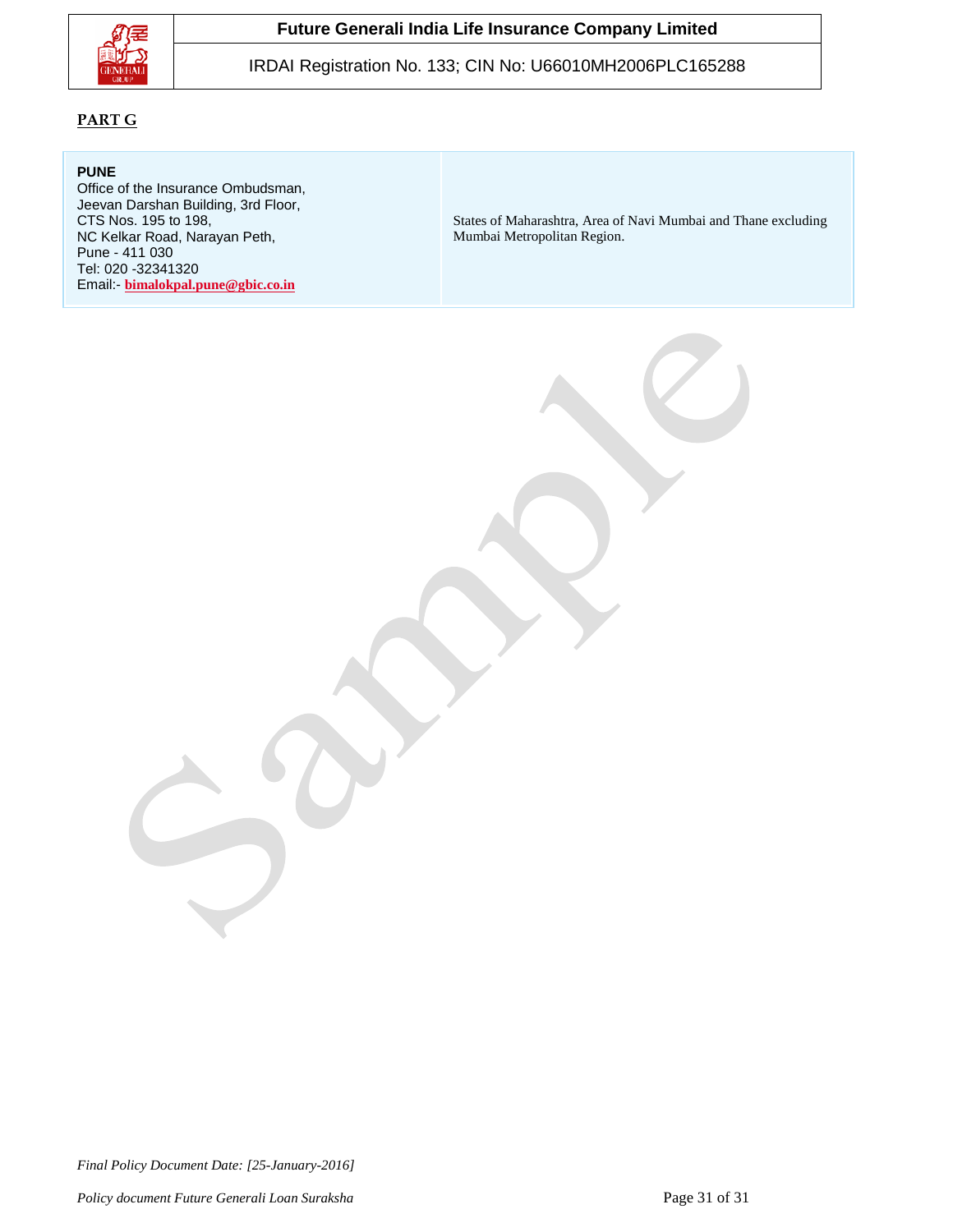## PART G

| | |
|---|---|
| **PUNE**<br>Office of the Insurance Ombudsman,<br>Jeevan Darshan Building, 3rd Floor,<br>CTS Nos. 195 to 198,<br>NC Kelkar Road, Narayan Peth,<br>Pune - 411 030<br>Tel: 020 -32341320<br>Email:- **bimalokpal.pune@gbic.co.in** | States of Maharashtra, Area of Navi Mumbai and Thane excluding Mumbai Metropolitan Region. |

*Final Policy Document Date: [25-January-2016]*

*Policy document Future Generali Loan Suraksha*